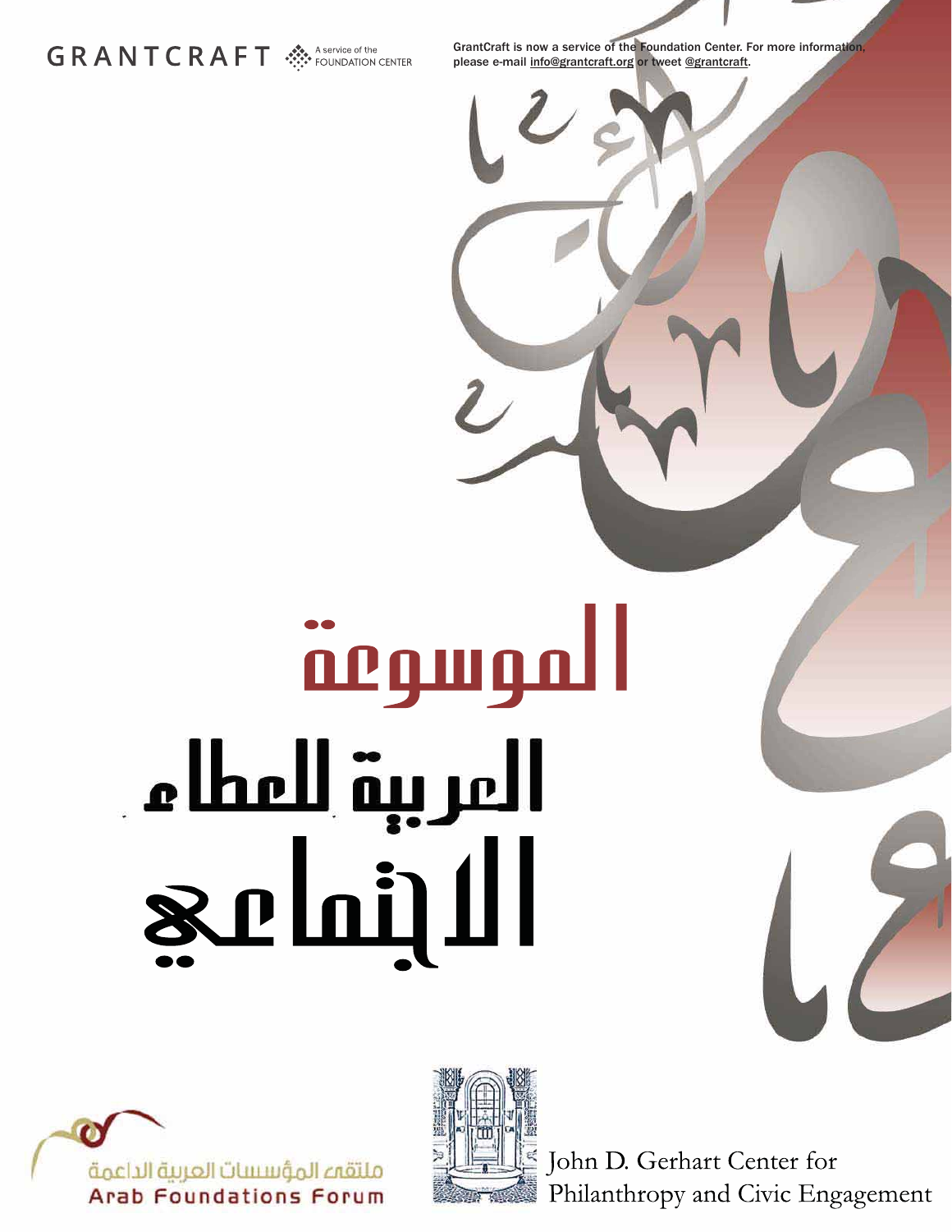GRANTCRAFT A service of the FOUNDATION CENTER

GrantCraft is now a service of the Foundation Center. For more information, please e-mail info@grantcraft.org or tweet @grantcraft.

# الموسوعة العربية للعطاء الاجتماعي

ملتقى المؤسسات العربية الداعمة
Arab Foundations Forum

John D. Gerhart Center for Philanthropy and Civic Engagement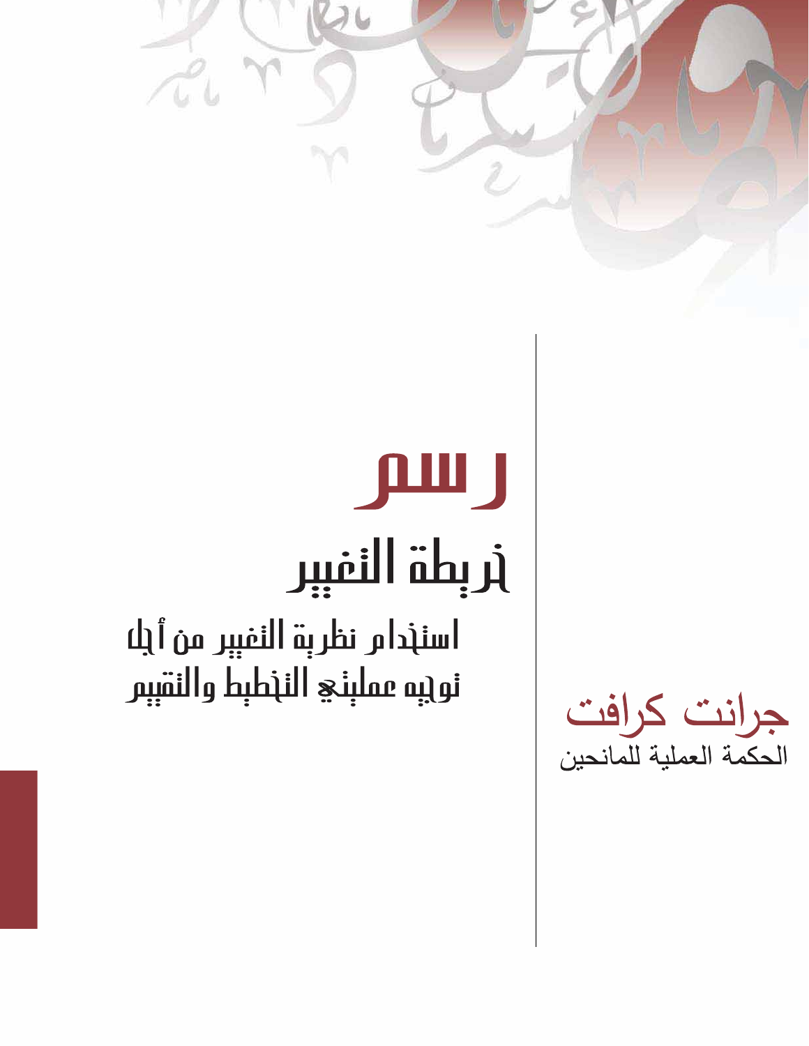# رسم

## خريطة التغيير

### استخدام نظرية التغيير من أجل توجيه عمليتي التخطيط والتقييم

**جرانت كرافت**

الحكمة العملية للمانحين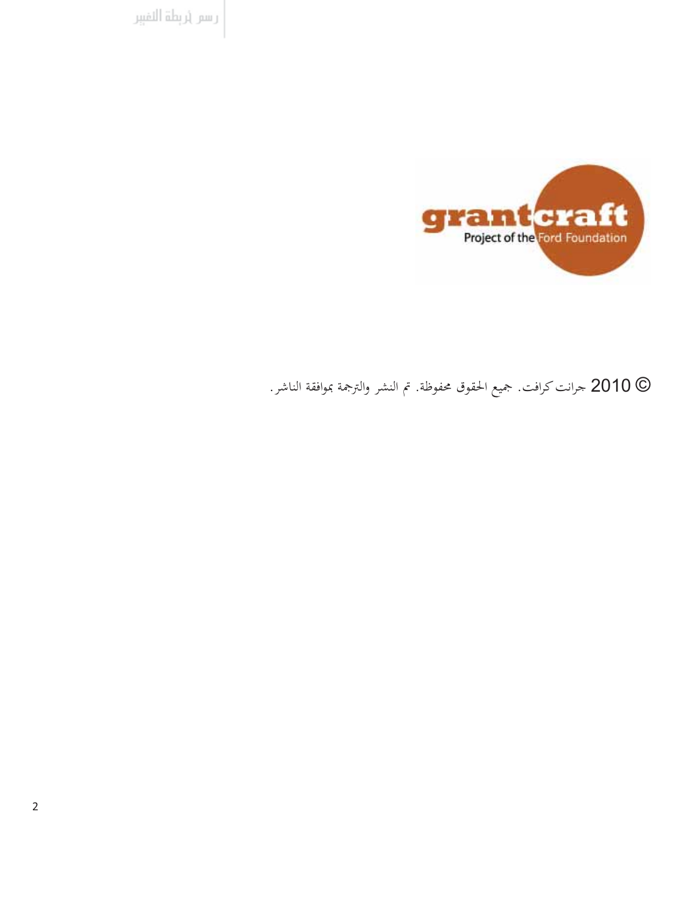grantcraft
Project of the Ford Foundation

© 2010 جرانت كرافت. جميع الحقوق محفوظة. تم النشر والترجمة بموافقة الناشر.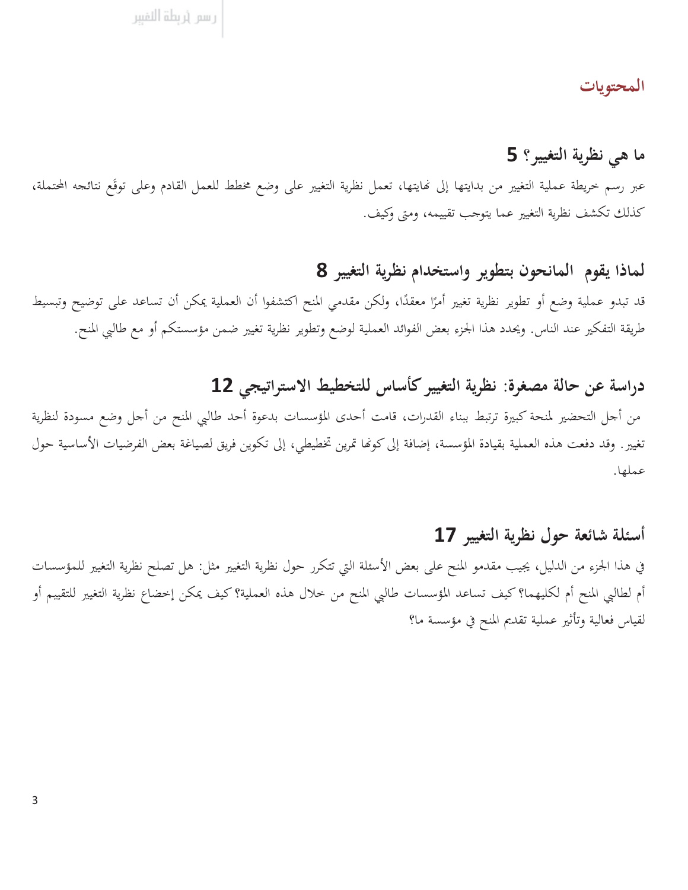## المحتويات

### ما هي نظرية التغيير؟ 5

عبر رسم خريطة عملية التغيير من بدايتها إلى نهايتها، تعمل نظرية التغيير على وضع مخطط للعمل القادم وعلى توقّع نتائجه المحتملة، كذلك تكشف نظرية التغيير عما يتوجب تقييمه، ومتى وكيف.

### لماذا يقوم المانحون بتطوير واستخدام نظرية التغيير 8

قد تبدو عملية وضع أو تطوير نظرية تغيير أمرًا معقدًا، ولكن مقدمي المنح اكتشفوا أن العملية يمكن أن تساعد على توضيح وتبسيط طريقة التفكير عند الناس. ويحدد هذا الجزء بعض الفوائد العملية لوضع وتطوير نظرية تغيير ضمن مؤسستكم أو مع طالبي المنح.

### دراسة عن حالة مصغرة: نظرية التغيير كأساس للتخطيط الاستراتيجي 12

من أجل التحضير لمنحة كبيرة ترتبط ببناء القدرات، قامت أحدى المؤسسات بدعوة أحد طالبي المنح من أجل وضع مسودة لنظرية تغيير. وقد دفعت هذه العملية بقيادة المؤسسة، إضافة إلى كونها تمرين تخطيطي، إلى تكوين فريق لصياغة بعض الفرضيات الأساسية حول عملها.

### أسئلة شائعة حول نظرية التغيير 17

في هذا الجزء من الدليل، يجيب مقدمو المنح على بعض الأسئلة التي تتكرر حول نظرية التغيير مثل: هل تصلح نظرية التغيير للمؤسسات أم لطالبي المنح أم لكليهما؟ كيف تساعد المؤسسات طالبي المنح من خلال هذه العملية؟ كيف يمكن إخضاع نظرية التغيير للتقييم أو لقياس فعالية وتأثير عملية تقديم المنح في مؤسسة ما؟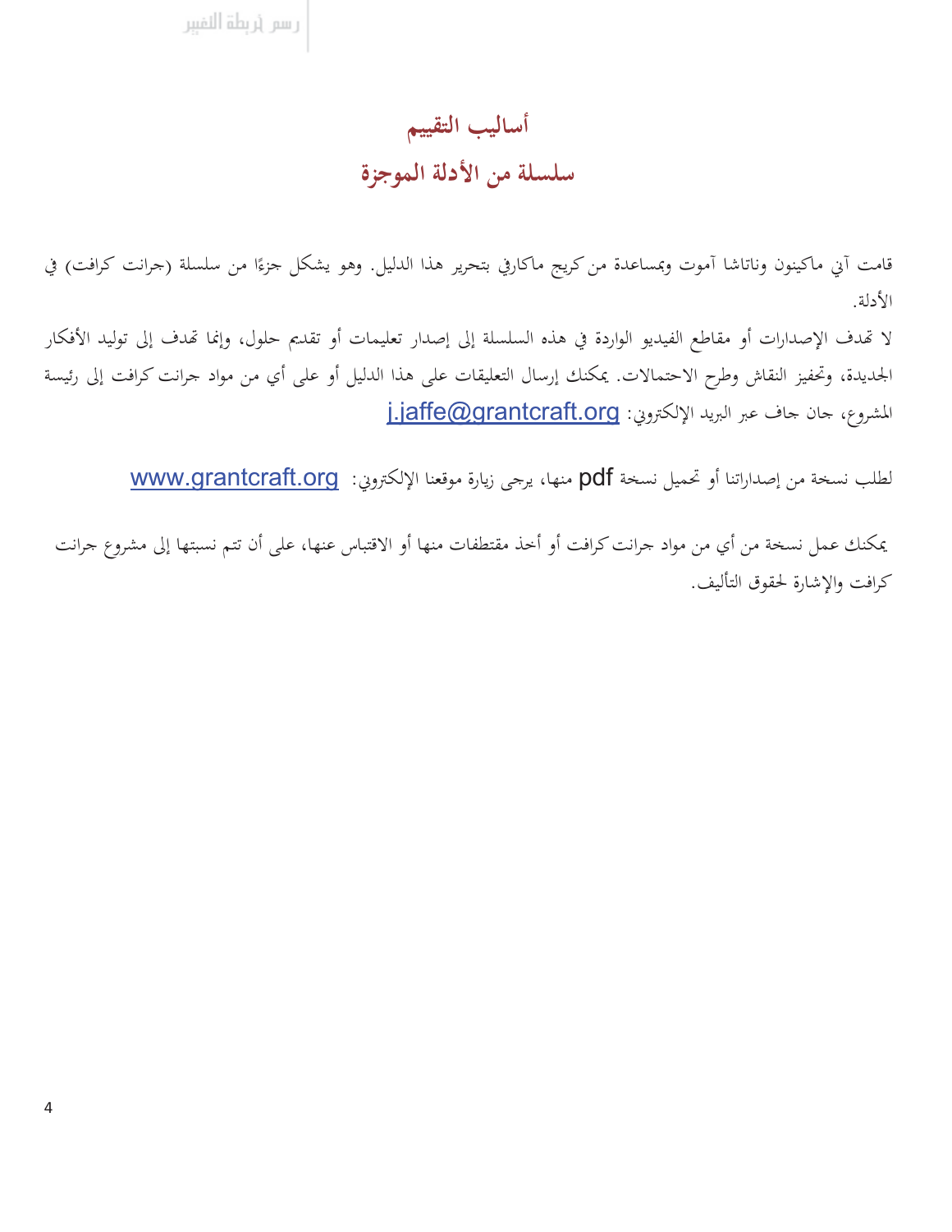# أساليب التقييم
## سلسلة من الأدلة الموجزة

قامت آني ماكينون وناتاشا آموت وبمساعدة من كريج ماكارڤي بتحرير هذا الدليل. وهو يشكل جزءًا من سلسلة (جرانت كرافت) في الأدلة.

لا تهدف الإصدارات أو مقاطع الفيديو الواردة في هذه السلسلة إلى إصدار تعليمات أو تقديم حلول، وإنما تهدف إلى توليد الأفكار الجديدة، وتحفيز النقاش وطرح الاحتمالات. يمكنك إرسال التعليقات على هذا الدليل أو على أي من مواد جرانت كرافت إلى رئيسة المشروع، جان جاف عبر البريد الإلكتروني: j.jaffe@grantcraft.org

لطلب نسخة من إصداراتنا أو تحميل نسخة pdf منها، يرجى زيارة موقعنا الإلكتروني: www.grantcraft.org

يمكنك عمل نسخة من أي من مواد جرانت كرافت أو أخذ مقتطفات منها أو الاقتباس عنها، على أن تتم نسبتها إلى مشروع جرانت كرافت والإشارة لحقوق التأليف.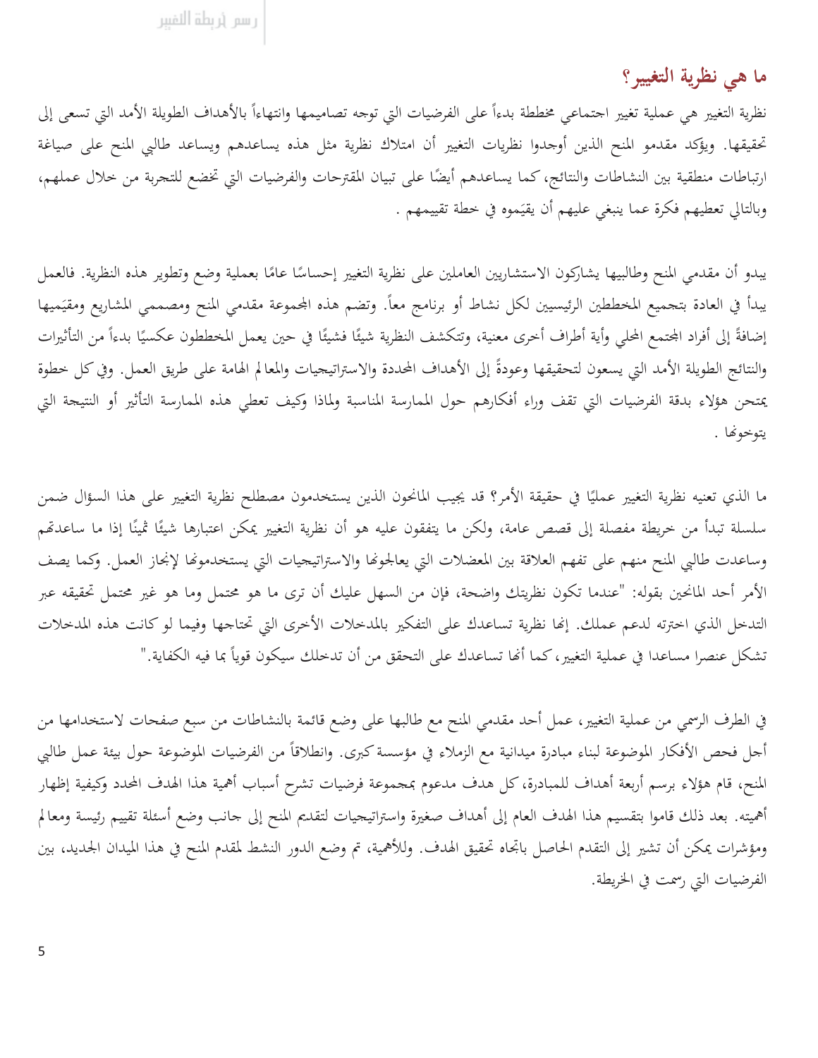## ما هي نظرية التغيير؟

نظرية التغيير هي عملية تغيير اجتماعي مخططة بدءاً على الفرضيات التي توجه تصاميمها وانتهاءاً بالأهداف الطويلة الأمد التي تسعى إلى تحقيقها. ويؤكد مقدمو المنح الذين أوجدوا نظريات التغيير أن امتلاك نظرية مثل هذه يساعدهم ويساعد طالبي المنح على صياغة ارتباطات منطقية بين النشاطات والنتائج، كما يساعدهم أيضًا على تبيان المقترحات والفرضيات التي تخضع للتجربة من خلال عملهم، وبالتالي تعطيهم فكرة عما ينبغي عليهم أن يقيّموه في خطة تقييمهم .

يبدو أن مقدمي المنح وطالبيها يشاركون الاستشاريين العاملين على نظرية التغيير إحساسًا عامًا بعملية وضع وتطوير هذه النظرية. فالعمل يبدأ في العادة بتجميع المخططين الرئيسيين لكل نشاط أو برنامج معاً. وتضم هذه المجموعة مقدمي المنح ومصممي المشاريع ومقيّميها إضافةً إلى أفراد المجتمع المحلي وأية أطراف أخرى معنية، وتتكشف النظرية شيئًا فشيئًا في حين يعمل المخططون عكسيًا بدءاً من التأثيرات والنتائج الطويلة الأمد التي يسعون لتحقيقها وعودةً إلى الأهداف المحددة والاستراتيجيات والمعالم الهامة على طريق العمل. وفي كل خطوة يمتحن هؤلاء بدقة الفرضيات التي تقف وراء أفكارهم حول الممارسة المناسبة ولماذا وكيف تعطي هذه الممارسة التأثير أو النتيجة التي يتوخونها .

ما الذي تعنيه نظرية التغيير عمليًا في حقيقة الأمر؟ قد يجيب المانحون الذين يستخدمون مصطلح نظرية التغيير على هذا السؤال ضمن سلسلة تبدأ من خريطة مفصلة إلى قصص عامة، ولكن ما يتفقون عليه هو أن نظرية التغيير يمكن اعتبارها شيئًا ثمينًا إذا ما ساعدتهم وساعدت طالبي المنح منهم على تفهم العلاقة بين المعضلات التي يعالجونها والاستراتيجيات التي يستخدمونها لإنجاز العمل. وكما يصف الأمر أحد المانحين بقوله: "عندما تكون نظريتك واضحة، فإن من السهل عليك أن ترى ما هو محتمل وما هو غير محتمل تحقيقه عبر التدخل الذي اخترته لدعم عملك. إنها نظرية تساعدك على التفكير بالمدخلات الأخرى التي تحتاجها وفيما لو كانت هذه المدخلات تشكل عنصرا مساعدا في عملية التغيير، كما أنها تساعدك على التحقق من أن تدخلك سيكون قوياً بما فيه الكفاية."

في الطرف الرسمي من عملية التغيير، عمل أحد مقدمي المنح مع طالبها على وضع قائمة بالنشاطات من سبع صفحات لاستخدامها من أجل فحص الأفكار الموضوعة لبناء مبادرة ميدانية مع الزملاء في مؤسسة كبرى. وانطلاقاً من الفرضيات الموضوعة حول بيئة عمل طالبي المنح، قام هؤلاء برسم أربعة أهداف للمبادرة، كل هدف مدعوم بمجموعة فرضيات تشرح أسباب أهمية هذا الهدف المحدد وكيفية إظهار أهميته. بعد ذلك قاموا بتقسيم هذا الهدف العام إلى أهداف صغيرة واستراتيجيات لتقديم المنح إلى جانب وضع أسئلة تقييم رئيسة ومعالم ومؤشرات يمكن أن تشير إلى التقدم الحاصل باتجاه تحقيق الهدف. وللأهمية، تم وضع الدور النشط لمقدم المنح في هذا الميدان الجديد، بين الفرضيات التي رسمت في الخريطة.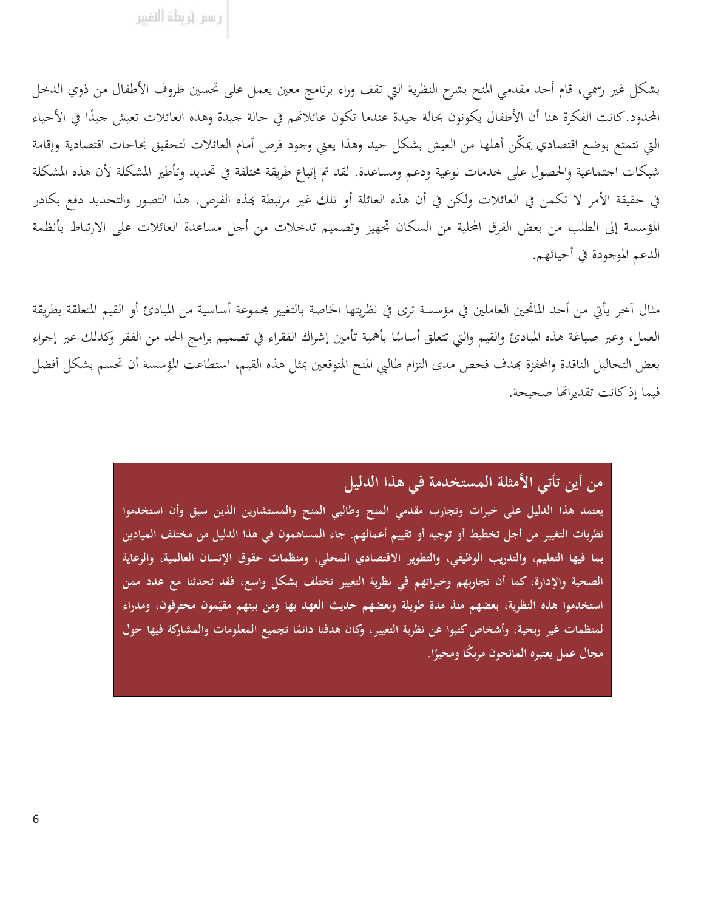بشكل غير رسمي، قام أحد مقدمي المنح بشرح النظرية التي تقف وراء برنامج معين يعمل على تحسين ظروف الأطفال من ذوي الدخل المحدود. كانت الفكرة هنا أن الأطفال يكونون بحالة جيدة عندما تكون عائلاتهم في حالة جيدة وهذه العائلات تعيش جيدًا في الأحياء التي تتمتع بوضع اقتصادي يمكّن أهلها من العيش بشكل جيد وهذا يعني وجود فرص أمام العائلات لتحقيق نجاحات اقتصادية وإقامة شبكات اجتماعية والحصول على خدمات نوعية ودعم ومساعدة. لقد تم إتباع طريقة مختلفة في تحديد وتأطير المشكلة لأن هذه المشكلة في حقيقة الأمر لا تكمن في العائلات ولكن في أن هذه العائلة أو تلك غير مرتبطة بهذه الفرص. هذا التصور والتحديد دفع بكادر المؤسسة إلى الطلب من بعض الفرق المحلية من السكان تجهيز وتصميم تدخلات من أجل مساعدة العائلات على الارتباط بأنظمة الدعم الموجودة في أحيائهم.

مثال آخر يأتي من أحد المانحين العاملين في مؤسسة ترى في نظريتها الخاصة بالتغيير مجموعة أساسية من المبادئ أو القيم المتعلقة بطريقة العمل، وعبر صياغة هذه المبادئ والقيم والتي تتعلق أساسًا بأهمية تأمين إشراك الفقراء في تصميم برامج الحد من الفقر وكذلك عبر إجراء بعض التحاليل الناقدة والمحفزة بهدف فحص مدى التزام طالبي المنح المتوقعين بمثل هذه القيم، استطاعت المؤسسة أن تحسم بشكل أفضل فيما إذ كانت تقديراتها صحيحة.

## من أين تأتي الأمثلة المستخدمة في هذا الدليل

**يعتمد هذا الدليل على خبرات وتجارب مقدمي المنح وطالبي المنح والمستشارين الذين سبق وأن استخدموا نظريات التغيير من أجل تخطيط أو توجيه أو تقييم أعمالهم. جاء المساهمون في هذا الدليل من مختلف الميادين بما فيها التعليم، والتدريب الوظيفي، والتطوير الاقتصادي المحلي، ومنظمات حقوق الإنسان العالمية، والرعاية الصحية والإدارة، كما أن تجاربهم وخبراتهم في نظرية التغيير تختلف بشكل واسع، فقد تحدثنا مع عدد ممن استخدموا هذه النظرية، بعضهم منذ مدة طويلة وبعضهم حديث العهد بها ومن بينهم مقيّمون محترفون، ومدراء لمنظمات غير ربحية، وأشخاص كتبوا عن نظرية التغيير، وكان هدفنا دائمًا تجميع المعلومات والمشاركة فيها حول مجال عمل يعتبره المانحون مربكًا ومحيرًا.**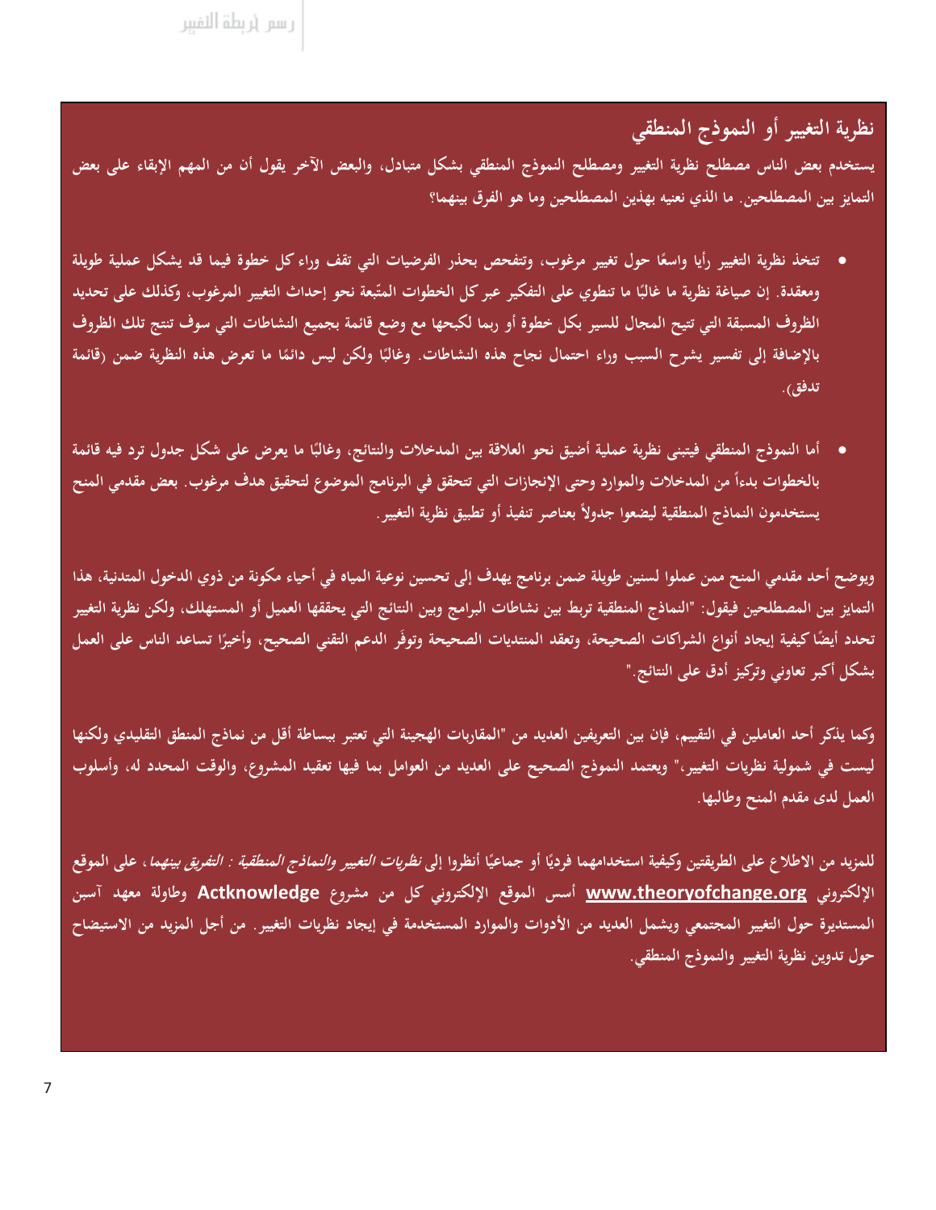## نظرية التغيير أو النموذج المنطقي

**يستخدم بعض الناس مصطلح نظرية التغيير ومصطلح النموذج المنطقي بشكل متبادل، والبعض الآخر يقول أن من المهم الإبقاء على بعض التمايز بين المصطلحين. ما الذي نعنيه بهذين المصطلحين وما هو الفرق بينهما؟**

- تتخذ نظرية التغيير رأيا واسعًا حول تغيير مرغوب، وتتفحص بحذر الفرضيات التي تقف وراء كل خطوة فيما قد يشكل عملية طويلة ومعقدة. إن صياغة نظرية ما غالبًا ما تنطوي على التفكير عبر كل الخطوات المتّبعة نحو إحداث التغيير المرغوب، وكذلك على تحديد الظروف المسبقة التي تتيح المجال للسير بكل خطوة أو ربما لكبحها مع وضع قائمة بجميع النشاطات التي سوف تنتج تلك الظروف بالإضافة إلى تفسير يشرح السبب وراء احتمال نجاح هذه النشاطات. وغالبًا ولكن ليس دائمًا ما تعرض هذه النظرية ضمن (قائمة تدفق).

- أما النموذج المنطقي فيتبنى نظرية عملية أضيق نحو العلاقة بين المدخلات والنتائج، وغالبًا ما يعرض على شكل جدول ترد فيه قائمة بالخطوات بدءاً من المدخلات والموارد وحتى الإنجازات التي تتحقق في البرنامج الموضوع لتحقيق هدف مرغوب. بعض مقدمي المنح يستخدمون النماذج المنطقية ليضعوا جدولاً بعناصر تنفيذ أو تطبيق نظرية التغيير.

ويوضح أحد مقدمي المنح ممن عملوا لسنين طويلة ضمن برنامج يهدف إلى تحسين نوعية المياه في أحياء مكونة من ذوي الدخول المتدنية، هذا التمايز بين المصطلحين فيقول: "النماذج المنطقية تربط بين نشاطات البرامج وبين النتائج التي يحققها العميل أو المستهلك، ولكن نظرية التغيير تحدد أيضًا كيفية إيجاد أنواع الشراكات الصحيحة، وتعقد المنتديات الصحيحة وتوفر الدعم التقني الصحيح، وأخيرًا تساعد الناس على العمل بشكل أكبر تعاوني وتركيز أدق على النتائج."

وكما يذكر أحد العاملين في التقييم، فإن بين التعريفين العديد من "المقاربات الهجينة التي تعتبر ببساطة أقل من نماذج المنطق التقليدي ولكنها ليست في شمولية نظريات التغيير،" ويعتمد النموذج الصحيح على العديد من العوامل بما فيها تعقيد المشروع، والوقت المحدد له، وأسلوب العمل لدى مقدم المنح وطالبها.

للمزيد من الاطلاع على الطريقتين وكيفية استخدامهما فرديًا أو جماعيًا أنظروا إلى *نظريات التغيير والنماذج المنطقية : التفريق بينهما*، على الموقع الإلكتروني **www.theoryofchange.org** أسس الموقع الإلكتروني كل من مشروع **Actknowledge** وطاولة معهد آسبن المستديرة حول التغيير المجتمعي ويشمل العديد من الأدوات والموارد المستخدمة في إيجاد نظريات التغيير. من أجل المزيد من الاستيضاح حول تدوين نظرية التغيير والنموذج المنطقي.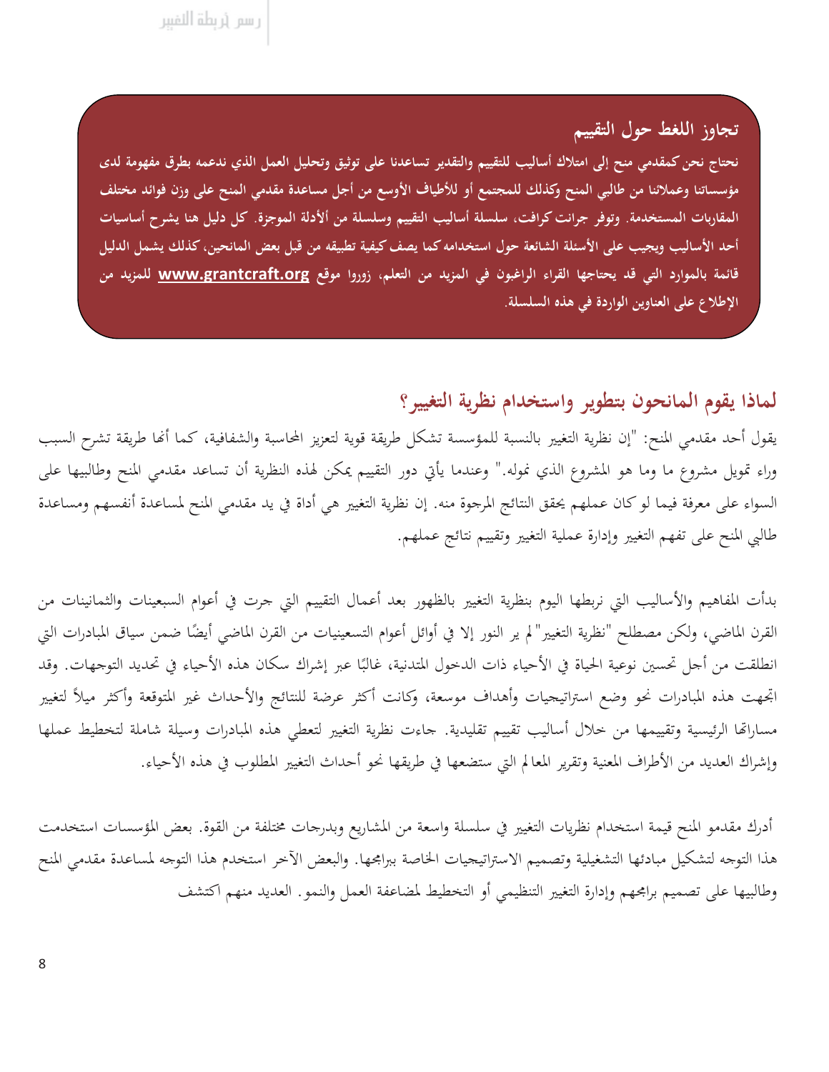### تجاوز اللغط حول التقييم

**نحتاج نحن كمقدمي منح إلى امتلاك أساليب للتقييم والتقدير تساعدنا على توثيق وتحليل العمل الذي ندعمه بطرق مفهومة لدى مؤسساتنا وعملائنا من طالبي المنح وكذلك للمجتمع أو للأطياف الأوسع من أجل مساعدة مقدمي المنح على وزن فوائد مختلف المقاربات المستخدمة. وتوفر جرانت كرافت، سلسلة أساليب التقييم وسلسلة من ألأدلة الموجزة. كل دليل هنا يشرح أساسيات أحد الأساليب ويجيب على الأسئلة الشائعة حول استخدامه كما يصف كيفية تطبيقه من قبل بعض المانحين، كذلك يشمل الدليل قائمة بالموارد التي قد يحتاجها القراء الراغبون في المزيد من التعلم، زوروا موقع www.grantcraft.org للمزيد من الإطلاع على العناوين الواردة في هذه السلسلة.**

## لماذا يقوم المانحون بتطوير واستخدام نظرية التغيير؟

يقول أحد مقدمي المنح: "إن نظرية التغيير بالنسبة للمؤسسة تشكل طريقة قوية لتعزيز المحاسبة والشفافية، كما أنها طريقة تشرح السبب وراء تمويل مشروع ما وما هو المشروع الذي نموله." وعندما يأتي دور التقييم يمكن لهذه النظرية أن تساعد مقدمي المنح وطالبيها على السواء على معرفة فيما لو كان عملهم يحقق النتائج المرجوة منه. إن نظرية التغيير هي أداة في يد مقدمي المنح لمساعدة أنفسهم ومساعدة طالبي المنح على تفهم التغيير وإدارة عملية التغيير وتقييم نتائج عملهم.

بدأت المفاهيم والأساليب التي نربطها اليوم بنظرية التغيير بالظهور بعد أعمال التقييم التي جرت في أعوام السبعينات والثمانينات من القرن الماضي، ولكن مصطلح "نظرية التغيير" لم ير النور إلا في أوائل أعوام التسعينيات من القرن الماضي أيضًا ضمن سياق المبادرات التي انطلقت من أجل تحسين نوعية الحياة في الأحياء ذات الدخول المتدنية، غالبًا عبر إشراك سكان هذه الأحياء في تحديد التوجهات. وقد اتجهت هذه المبادرات نحو وضع استراتيجيات وأهداف موسعة، وكانت أكثر عرضة للنتائج والأحداث غير المتوقعة وأكثر ميلاً لتغيير مساراتها الرئيسية وتقييمها من خلال أساليب تقييم تقليدية. جاءت نظرية التغيير لتعطي هذه المبادرات وسيلة شاملة لتخطيط عملها وإشراك العديد من الأطراف المعنية وتقرير المعالم التي ستضعها في طريقها نحو أحداث التغيير المطلوب في هذه الأحياء.

أدرك مقدمو المنح قيمة استخدام نظريات التغيير في سلسلة واسعة من المشاريع وبدرجات مختلفة من القوة. بعض المؤسسات استخدمت هذا التوجه لتشكيل مبادئها التشغيلية وتصميم الاستراتيجيات الخاصة ببرامجها. والبعض الآخر استخدم هذا التوجه لمساعدة مقدمي المنح وطالبيها على تصميم برامجهم وإدارة التغيير التنظيمي أو التخطيط لمضاعفة العمل والنمو. العديد منهم اكتشف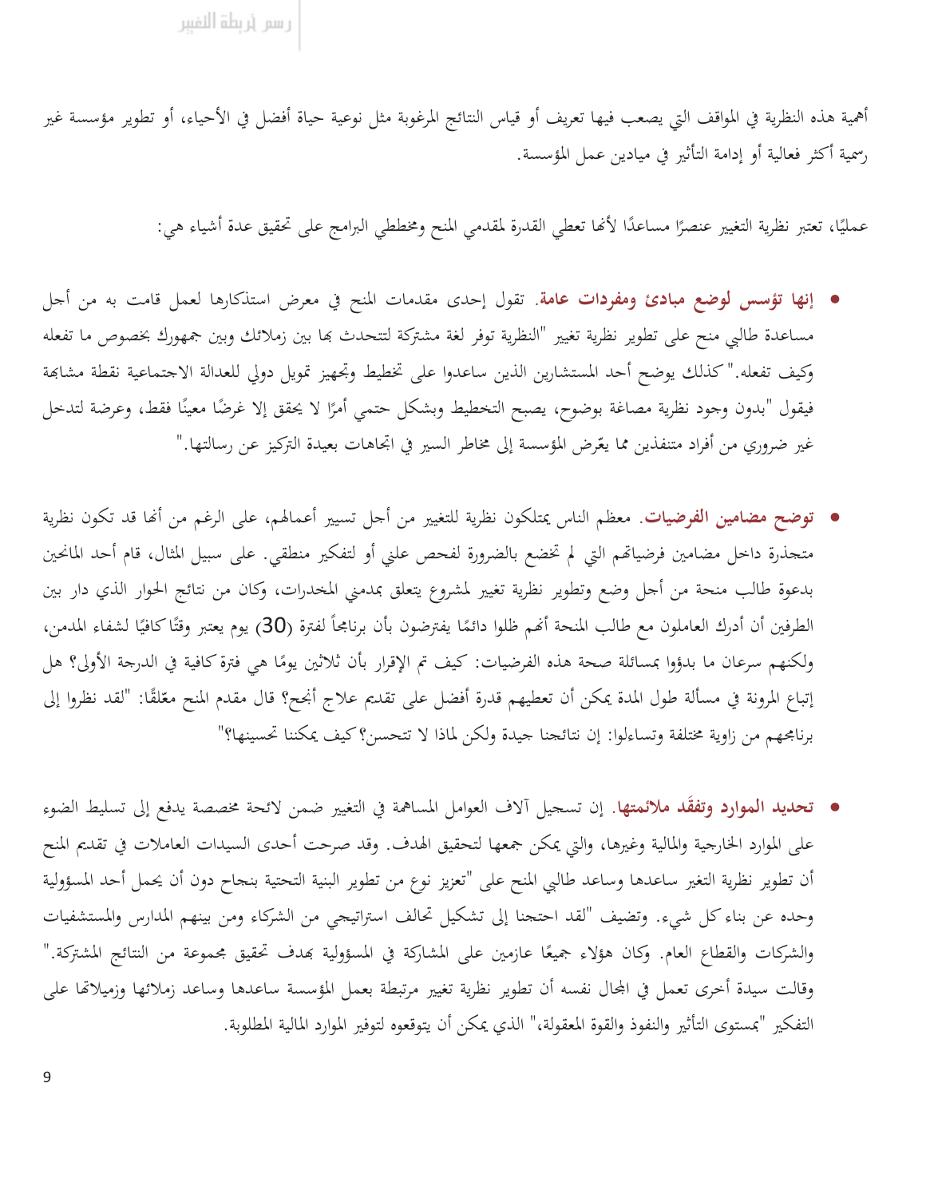أهمية هذه النظرية في المواقف التي يصعب فيها تعريف أو قياس النتائج المرغوبة مثل نوعية حياة أفضل في الأحياء، أو تطوير مؤسسة غير رسمية أكثر فعالية أو إدامة التأثير في ميادين عمل المؤسسة.

عمليًا، تعتبر نظرية التغيير عنصرًا مساعدًا لأنها تعطي القدرة لمقدمي المنح ومخططي البرامج على تحقيق عدة أشياء هي:

- **إنها تؤسس لوضع مبادئ ومفردات عامة.** تقول إحدى مقدمات المنح في معرض استذكارها لعمل قامت به من أجل مساعدة طالبي منح على تطوير نظرية تغيير "النظرية توفر لغة مشتركة لتتحدث بها بين زملائك وبين جمهورك بخصوص ما تفعله وكيف تفعله." كذلك يوضح أحد المستشارين الذين ساعدوا على تخطيط وتجهيز تمويل دولي للعدالة الاجتماعية نقطة مشابهة فيقول "بدون وجود نظرية مصاغة بوضوح، يصبح التخطيط وبشكل حتمي أمرًا لا يحقق إلا غرضًا معينًا فقط، وعرضة لتدخل غير ضروري من أفراد متنفذين مما يعرّض المؤسسة إلى مخاطر السير في اتجاهات بعيدة التركيز عن رسالتها."

- **توضح مضامين الفرضيات.** معظم الناس يمتلكون نظرية للتغيير من أجل تسيير أعمالهم، على الرغم من أنها قد تكون نظرية متجذرة داخل مضامين فرضياتهم التي لم تخضع بالضرورة لفحص علني أو لتفكير منطقي. على سبيل المثال، قام أحد المانحين بدعوة طالب منحة من أجل وضع وتطوير نظرية تغيير لمشروع يتعلق بمدمني المخدرات، وكان من نتائج الحوار الذي دار بين الطرفين أن أدرك العاملون مع طالب المنحة أنهم ظلوا دائمًا يفترضون بأن برنامجاً لفترة (30) يوم يعتبر وقتًا كافيًا لشفاء المدمن، ولكنهم سرعان ما بدؤوا بمسائلة صحة هذه الفرضيات: كيف تم الإقرار بأن ثلاثين يومًا هي فترة كافية في الدرجة الأولى؟ هل إتباع المرونة في مسألة طول المدة يمكن أن تعطيهم قدرة أفضل على تقديم علاج أنجح؟ قال مقدم المنح معلّقًا: "لقد نظروا إلى برنامجهم من زاوية مختلفة وتساءلوا: إن نتائجنا جيدة ولكن لماذا لا تتحسن؟ كيف يمكننا تحسينها؟"

- **تحديد الموارد وتفقّد ملائمتها.** إن تسجيل آلاف العوامل المساهمة في التغيير ضمن لائحة مخصصة يدفع إلى تسليط الضوء على الموارد الخارجية والمالية وغيرها، والتي يمكن جمعها لتحقيق الهدف. وقد صرحت أحدى السيدات العاملات في تقديم المنح أن تطوير نظرية التغير ساعدها وساعد طالبي المنح على "تعزيز نوع من تطوير البنية التحتية بنجاح دون أن يحمل أحد المسؤولية وحده عن بناء كل شيء. وتضيف "لقد احتجنا إلى تشكيل تحالف استراتيجي من الشركاء ومن بينهم المدارس والمستشفيات والشركات والقطاع العام. وكان هؤلاء جميعًا عازمين على المشاركة في المسؤولية بهدف تحقيق مجموعة من النتائج المشتركة." وقالت سيدة أخرى تعمل في المجال نفسه أن تطوير نظرية تغيير مرتبطة بعمل المؤسسة ساعدها وساعد زملائها وزميلاتها على التفكير "بمستوى التأثير والنفوذ والقوة المعقولة،" الذي يمكن أن يتوقعوه لتوفير الموارد المالية المطلوبة.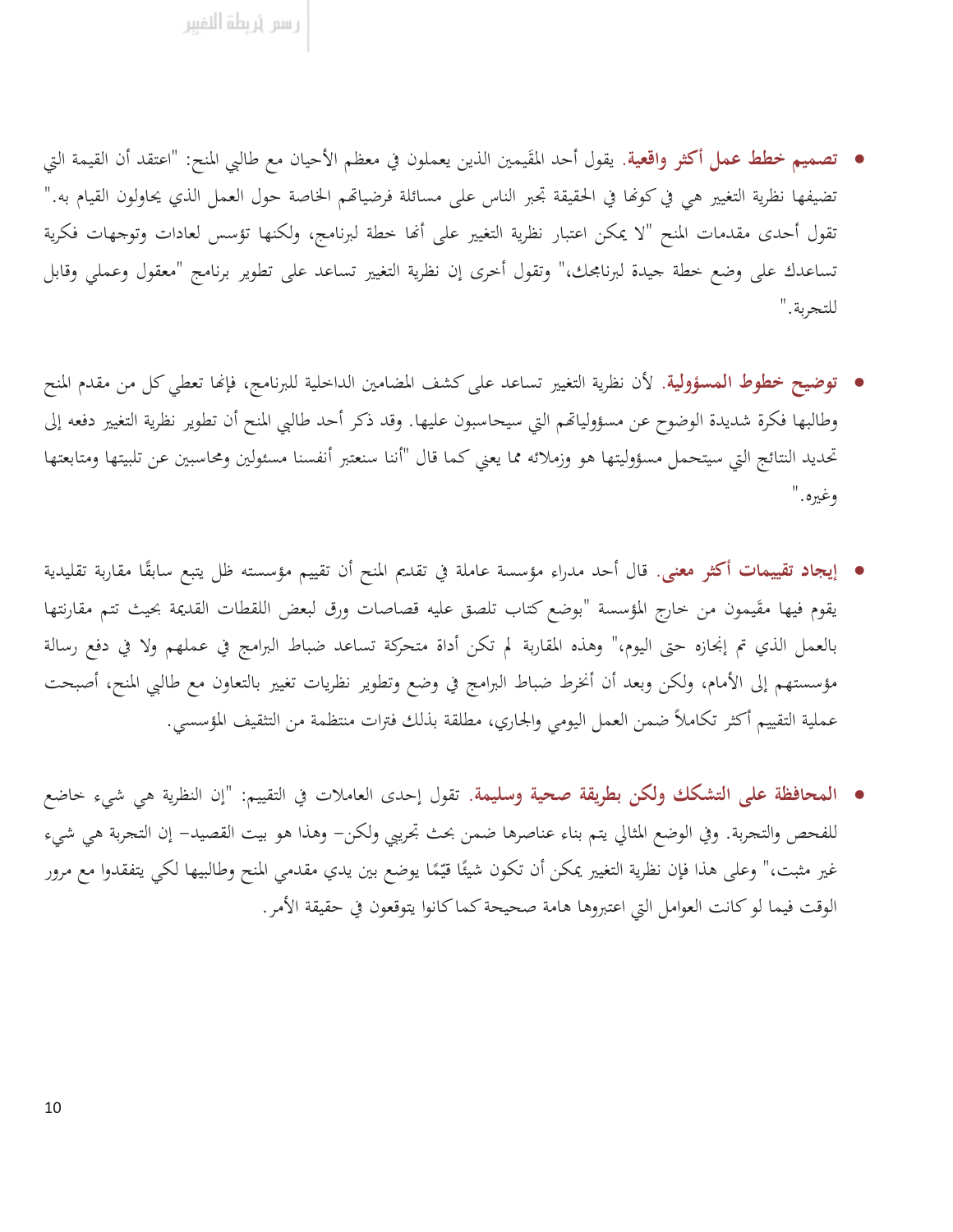- **تصميم خطط عمل أكثر واقعية.** يقول أحد المقَيمين الذين يعملون في معظم الأحيان مع طالبي المنح: "اعتقد أن القيمة التي تضيفها نظرية التغيير هي في كونها في الحقيقة تجبر الناس على مسائلة فرضياتهم الخاصة حول العمل الذي يحاولون القيام به." تقول أحدى مقدمات المنح "لا يمكن اعتبار نظرية التغيير على أنها خطة لبرنامج، ولكنها تؤسس لعادات وتوجهات فكرية تساعدك على وضع خطة جيدة لبرنامجك،" وتقول أخرى إن نظرية التغيير تساعد على تطوير برنامج "معقول وعملي وقابل للتجربة."

- **توضيح خطوط المسؤولية.** لأن نظرية التغيير تساعد على كشف المضامين الداخلية للبرنامج، فإنها تعطي كل من مقدم المنح وطالبها فكرة شديدة الوضوح عن مسؤولياتهم التي سيحاسبون عليها. وقد ذكر أحد طالبي المنح أن تطوير نظرية التغيير دفعه إلى تحديد النتائج التي سيتحمل مسؤوليتها هو وزملائه مما يعني كما قال "أننا سنعتبر أنفسنا مسئولين ومحاسبين عن تلبيتها ومتابعتها وغيره."

- **إيجاد تقييمات أكثر معنى.** قال أحد مدراء مؤسسة عاملة في تقديم المنح أن تقييم مؤسسته ظل يتبع سابقًا مقاربة تقليدية يقوم فيها مقَيمون من خارج المؤسسة "بوضع كتاب تلصق عليه قصاصات ورق لبعض اللقطات القديمة بحيث تتم مقارنتها بالعمل الذي تم إنجازه حتى اليوم،" وهذه المقاربة لم تكن أداة متحركة تساعد ضباط البرامج في عملهم ولا في دفع رسالة مؤسستهم إلى الأمام، ولكن وبعد أن انخرط ضباط البرامج في وضع وتطوير نظريات تغيير بالتعاون مع طالبي المنح، أصبحت عملية التقييم أكثر تكاملاً ضمن العمل اليومي والجاري، مطلقة بذلك فترات منتظمة من التثقيف المؤسسي.

- **المحافظة على التشكك ولكن بطريقة صحية وسليمة.** تقول إحدى العاملات في التقييم: "إن النظرية هي شيء خاضع للفحص والتجربة. وفي الوضع المثالي يتم بناء عناصرها ضمن بحث تجريبي ولكن– وهذا هو بيت القصيد– إن التجربة هي شيء غير مثبت،" وعلى هذا فإن نظرية التغيير يمكن أن تكون شيئًا قيّمًا يوضع بين يدي مقدمي المنح وطالبيها لكي يتفقدوا مع مرور الوقت فيما لو كانت العوامل التي اعتبروها هامة صحيحة كما كانوا يتوقعون في حقيقة الأمر.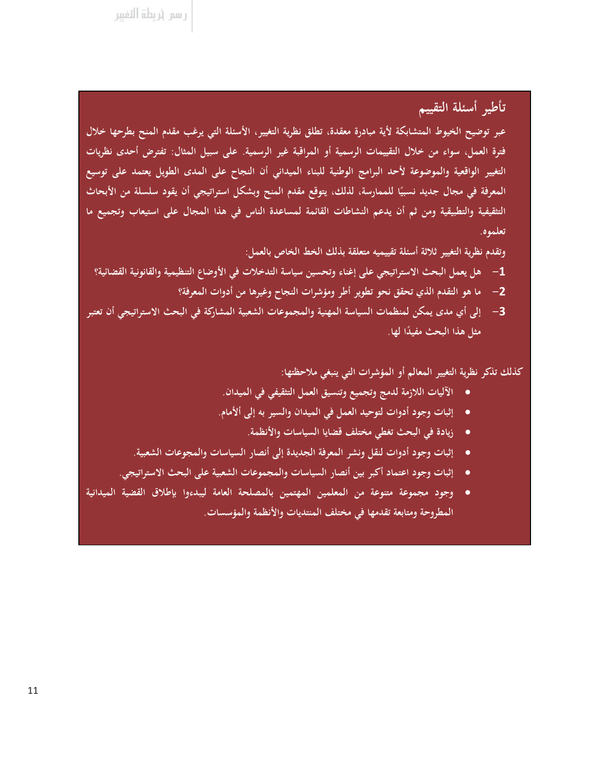## تأطير أسئلة التقييم

عبر توضيح الخيوط المتشابكة لأية مبادرة معقدة، تطلق نظرية التغيير، الأسئلة التي يرغب مقدم المنح بطرحها خلال فترة العمل، سواء من خلال التقييمات الرسمية أو المراقبة غير الرسمية. على سبيل المثال: تفترض أحدى نظريات التغيير الواقعية والموضوعة لأحد البرامج الوطنية للبناء الميداني أن النجاح على المدى الطويل يعتمد على توسيع المعرفة في مجال جديد نسبيًا للممارسة، لذلك، يتوقع مقدم المنح وبشكل استراتيجي أن يقود سلسلة من الأبحاث التثقيفية والتطبيقية ومن ثم أن يدعم النشاطات القائمة لمساعدة الناس في هذا المجال على استيعاب وتجميع ما تعلموه.

وتقدم نظرية التغيير ثلاثة أسئلة تقييميه متعلقة بذلك الخط الخاص بالعمل:

1- هل يعمل البحث الاستراتيجي على إغناء وتحسين سياسة التدخلات في الأوضاع التنظيمية والقانونية القضائية؟
2- ما هو التقدم الذي تحقق نحو تطوير أطر ومؤشرات النجاح وغيرها من أدوات المعرفة؟
3- إلى أي مدى يمكن لمنظمات السياسة المهنية والمجموعات الشعبية المشاركة في البحث الاستراتيجي أن تعتبر مثل هذا البحث مفيدًا لها.

كذلك تذكر نظرية التغيير المعالم أو المؤشرات التي ينبغي ملاحظتها:

- الآليات اللازمة لدمج وتجميع وتنسيق العمل التثقيفي في الميدان.
- إثبات وجود أدوات لتوحيد العمل في الميدان والسير به إلى الأمام.
- زيادة في البحث تغطي مختلف قضايا السياسات والأنظمة.
- إثبات وجود أدوات لنقل ونشر المعرفة الجديدة إلى أنصار السياسات والمجموعات الشعبية.
- إثبات وجود اعتماد أكبر بين أنصار السياسات والمجموعات الشعبية على البحث الاستراتيجي.
- وجود مجموعة متنوعة من المعلمين المهتمين بالمصلحة العامة ليبدءوا بإطلاق القضية الميدانية المطروحة ومتابعة تقدمها في مختلف المنتديات والأنظمة والمؤسسات.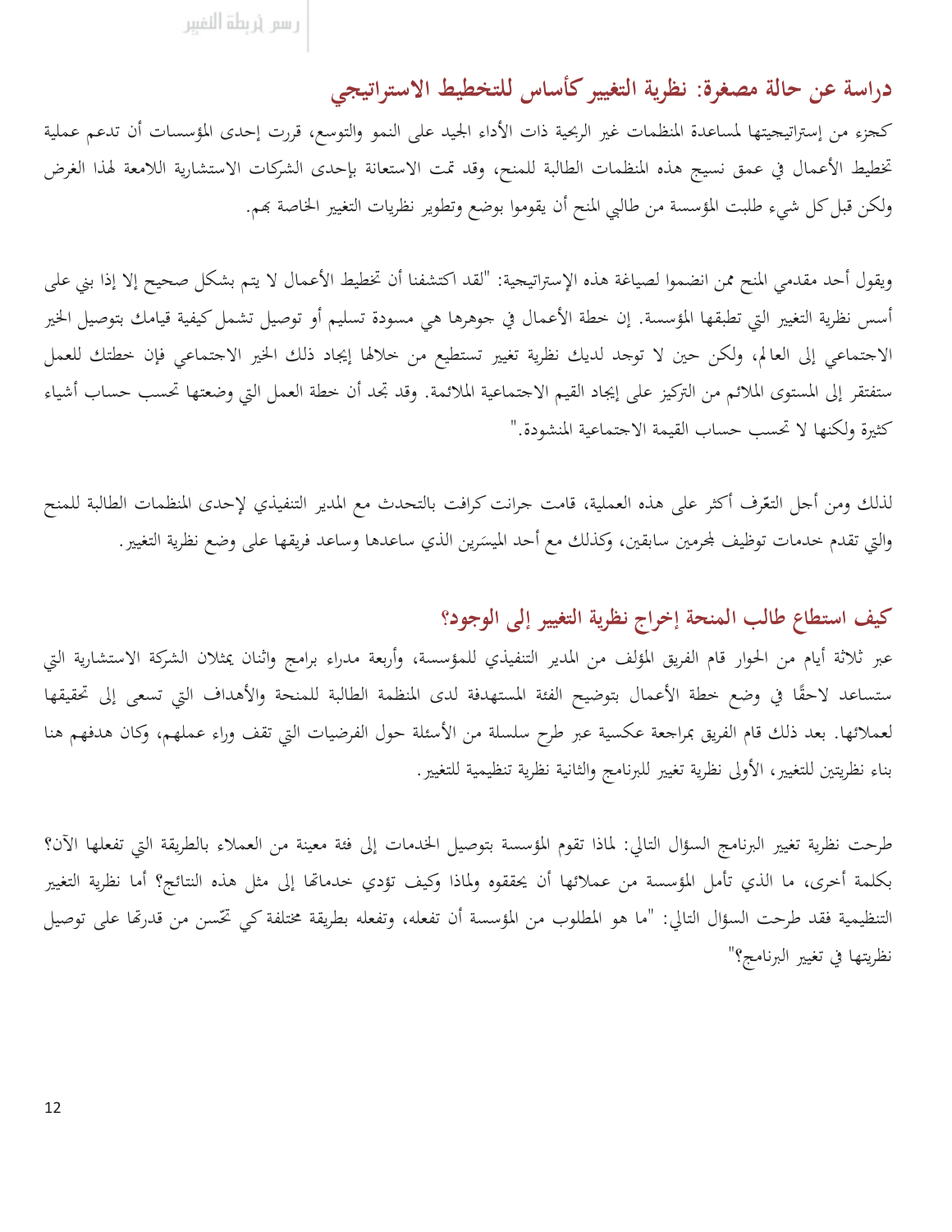## دراسة عن حالة مصغرة: نظرية التغيير كأساس للتخطيط الاستراتيجي

كجزء من إستراتيجيتها لمساعدة المنظمات غير الربحية ذات الأداء الجيد على النمو والتوسع، قررت إحدى المؤسسات أن تدعم عملية تخطيط الأعمال في عمق نسيج هذه المنظمات الطالبة للمنح، وقد تمت الاستعانة بإحدى الشركات الاستشارية اللامعة لهذا الغرض ولكن قبل كل شيء طلبت المؤسسة من طالبي المنح أن يقوموا بوضع وتطوير نظريات التغيير الخاصة بهم.

ويقول أحد مقدمي المنح ممن انضموا لصياغة هذه الإستراتيجية: "لقد اكتشفنا أن تخطيط الأعمال لا يتم بشكل صحيح إلا إذا بني على أسس نظرية التغيير التي تطبقها المؤسسة. إن خطة الأعمال في جوهرها هي مسودة تسليم أو توصيل تشمل كيفية قيامك بتوصيل الخير الاجتماعي إلى العالم، ولكن حين لا توجد لديك نظرية تغيير تستطيع من خلالها إيجاد ذلك الخير الاجتماعي فإن خطتك للعمل ستفتقر إلى المستوى الملائم من التركيز على إيجاد القيم الاجتماعية الملائمة. وقد تجد أن خطة العمل التي وضعتها تحسب حساب أشياء كثيرة ولكنها لا تحسب حساب القيمة الاجتماعية المنشودة."

لذلك ومن أجل التعرّف أكثر على هذه العملية، قامت جرانت كرافت بالتحدث مع المدير التنفيذي لإحدى المنظمات الطالبة للمنح والتي تقدم خدمات توظيف لمجرمين سابقين، وكذلك مع أحد الميسَرين الذي ساعدها وساعد فريقها على وضع نظرية التغيير.

### كيف استطاع طالب المنحة إخراج نظرية التغيير إلى الوجود؟

عبر ثلاثة أيام من الحوار قام الفريق المؤلف من المدير التنفيذي للمؤسسة، وأربعة مدراء برامج واثنان يمثلان الشركة الاستشارية التي ستساعد لاحقًا في وضع خطة الأعمال بتوضيح الفئة المستهدفة لدى المنظمة الطالبة للمنحة والأهداف التي تسعى إلى تحقيقها لعملائها. بعد ذلك قام الفريق بمراجعة عكسية عبر طرح سلسلة من الأسئلة حول الفرضيات التي تقف وراء عملهم، وكان هدفهم هنا بناء نظريتين للتغيير، الأولى نظرية تغيير للبرنامج والثانية نظرية تنظيمية للتغيير.

طرحت نظرية تغيير البرنامج السؤال التالي: لماذا تقوم المؤسسة بتوصيل الخدمات إلى فئة معينة من العملاء بالطريقة التي تفعلها الآن؟ بكلمة أخرى، ما الذي تأمل المؤسسة من عملائها أن يحققوه ولماذا وكيف تؤدي خدماتها إلى مثل هذه النتائج؟ أما نظرية التغيير التنظيمية فقد طرحت السؤال التالي: "ما هو المطلوب من المؤسسة أن تفعله، وتفعله بطريقة مختلفة كي تحّسن من قدرتها على توصيل نظريتها في تغيير البرنامج؟"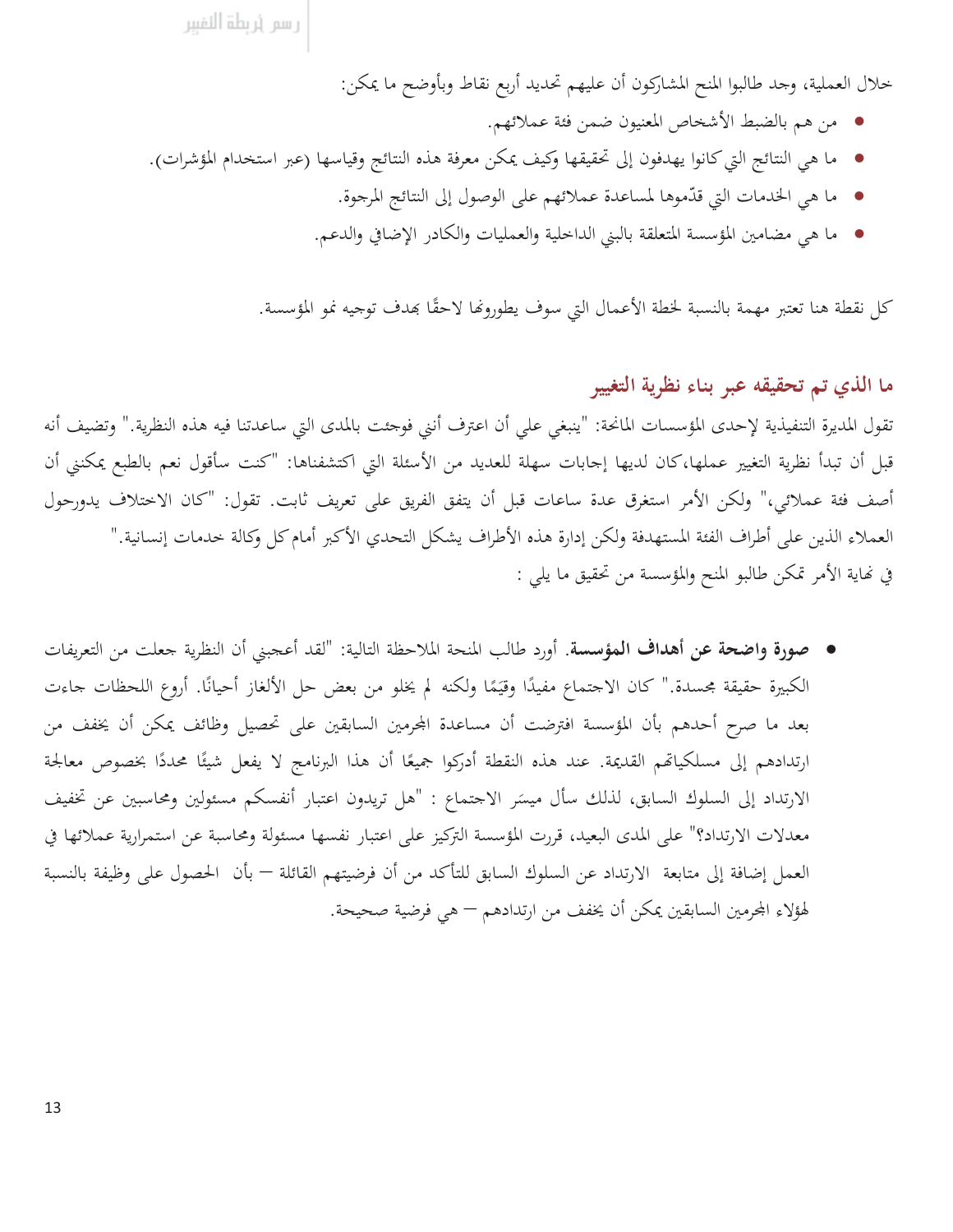خلال العملية، وجد طالبوا المنح المشاركون أن عليهم تحديد أربع نقاط وبأوضح ما يمكن:

- من هم بالضبط الأشخاص المعنيون ضمن فئة عملائهم.
- ما هي النتائج التي كانوا يهدفون إلى تحقيقها وكيف يمكن معرفة هذه النتائج وقياسها (عبر استخدام المؤشرات).
- ما هي الخدمات التي قدّموها لمساعدة عملائهم على الوصول إلى النتائج المرجوة.
- ما هي مضامين المؤسسة المتعلقة بالبنى الداخلية والعمليات والكادر الإضافي والدعم.

كل نقطة هنا تعتبر مهمة بالنسبة لخطة الأعمال التي سوف يطورونها لاحقًا بهدف توجيه نمو المؤسسة.

## ما الذي تم تحقيقه عبر بناء نظرية التغيير

تقول المديرة التنفيذية لإحدى المؤسسات المانحة: "ينبغي علي أن اعترف أنني فوجئت بالمدى التي ساعدتنا فيه هذه النظرية." وتضيف أنه قبل أن تبدأ نظرية التغيير عملها،كان لديها إجابات سهلة للعديد من الأسئلة التي اكتشفناها: "كنت سأقول نعم بالطبع يمكنني أن أصف فئة عملائي،" ولكن الأمر استغرق عدة ساعات قبل أن يتفق الفريق على تعريف ثابت. تقول: "كان الاختلاف يدورحول العملاء الذين على أطراف الفئة المستهدفة ولكن إدارة هذه الأطراف يشكل التحدي الأكبر أمام كل وكالة خدمات إنسانية."

في نهاية الأمر تمكن طالبو المنح والمؤسسة من تحقيق ما يلي :

- **صورة واضحة عن أهداف المؤسسة**. أورد طالب المنحة الملاحظة التالية: "لقد أعجبني أن النظرية جعلت من التعريفات الكبيرة حقيقة مجسدة." كان الاجتماع مفيدًا وقيّمًا ولكنه لم يخلو من بعض حل الألغاز أحيانًا. أروع اللحظات جاءت بعد ما صرح أحدهم بأن المؤسسة افترضت أن مساعدة المجرمين السابقين على تحصيل وظائف يمكن أن يخفف من ارتدادهم إلى مسلكياتهم القديمة. عند هذه النقطة أدركوا جميعًا أن هذا البرنامج لا يفعل شيئًا محددًا بخصوص معالجة الارتداد إلى السلوك السابق، لذلك سأل ميسّر الاجتماع : "هل تريدون اعتبار أنفسكم مسئولين ومحاسبين عن تخفيف معدلات الارتداد؟" على المدى البعيد، قررت المؤسسة التركيز على اعتبار نفسها مسئولة ومحاسبة عن استمرارية عملائها في العمل إضافة إلى متابعة الارتداد عن السلوك السابق للتأكد من أن فرضيتهم القائلة – بأن الحصول على وظيفة بالنسبة لهؤلاء المجرمين السابقين يمكن أن يخفف من ارتدادهم – هي فرضية صحيحة.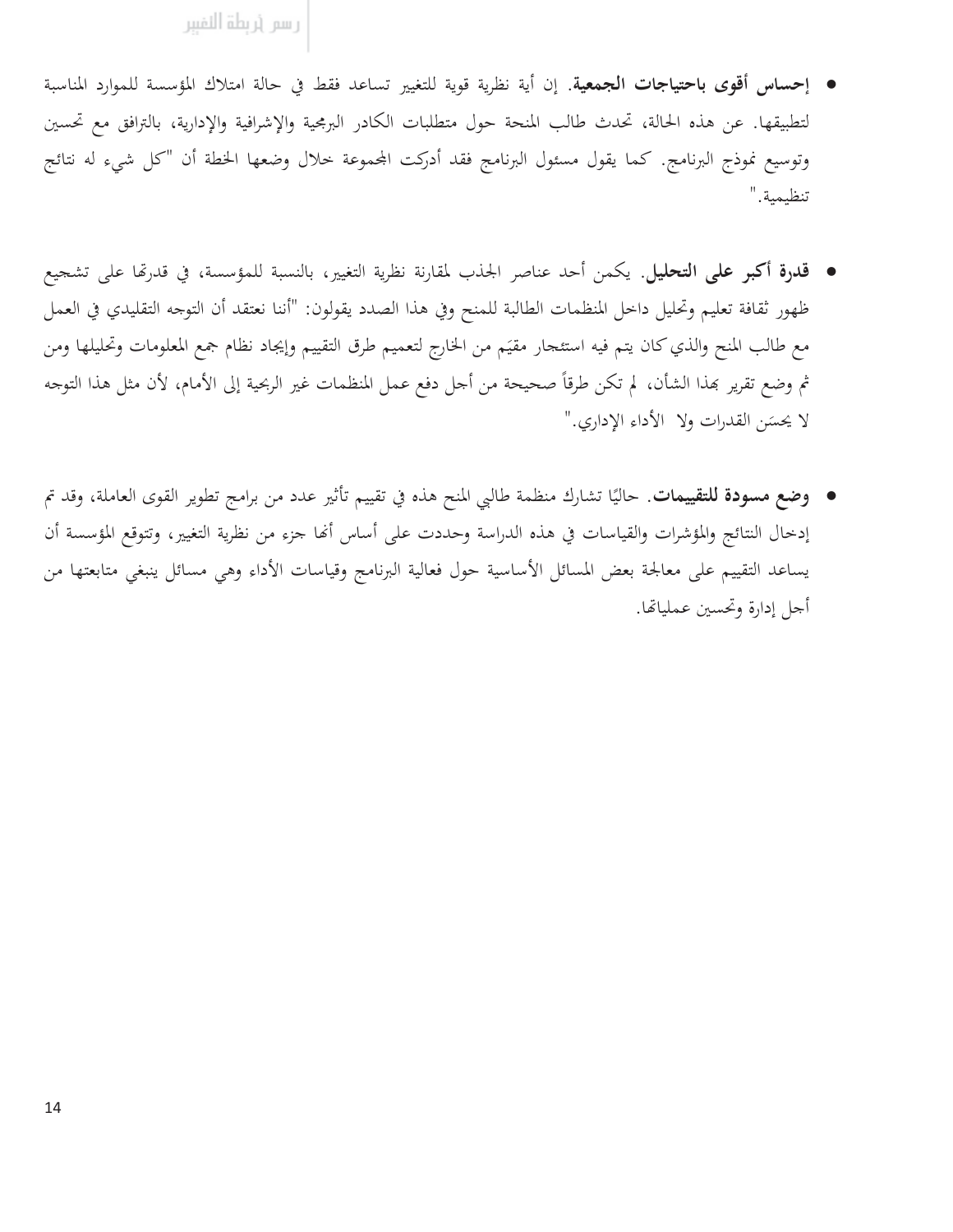- **إحساس أقوى باحتياجات الجمعية**. إن أية نظرية قوية للتغيير تساعد فقط في حالة امتلاك المؤسسة للموارد المناسبة لتطبيقها. عن هذه الحالة، تحدث طالب المنحة حول متطلبات الكادر البرمجية والإشرافية والإدارية، بالترافق مع تحسين وتوسيع نموذج البرنامج. كما يقول مسئول البرنامج فقد أدركت المجموعة خلال وضعها الخطة أن "كل شيء له نتائج تنظيمية."

- **قدرة أكبر على التحليل**. يكمن أحد عناصر الجذب لمقارنة نظرية التغيير، بالنسبة للمؤسسة، في قدرتها على تشجيع ظهور ثقافة تعليم وتحليل داخل المنظمات الطالبة للمنح وفي هذا الصدد يقولون: "أننا نعتقد أن التوجه التقليدي في العمل مع طالب المنح والذي كان يتم فيه استئجار مقيّم من الخارج لتعميم طرق التقييم وإيجاد نظام جمع المعلومات وتحليلها ومن ثم وضع تقرير بهذا الشأن، لم تكن طرقاً صحيحة من أجل دفع عمل المنظمات غير الربحية إلى الأمام، لأن مثل هذا التوجه لا يحسّن القدرات ولا الأداء الإداري."

- **وضع مسودة للتقييمات**. حاليًا تشارك منظمة طالبي المنح هذه في تقييم تأثير عدد من برامج تطوير القوى العاملة، وقد تم إدخال النتائج والمؤشرات والقياسات في هذه الدراسة وحددت على أساس أنها جزء من نظرية التغيير، وتتوقع المؤسسة أن يساعد التقييم على معالجة بعض المسائل الأساسية حول فعالية البرنامج وقياسات الأداء وهي مسائل ينبغي متابعتها من أجل إدارة وتحسين عملياتها.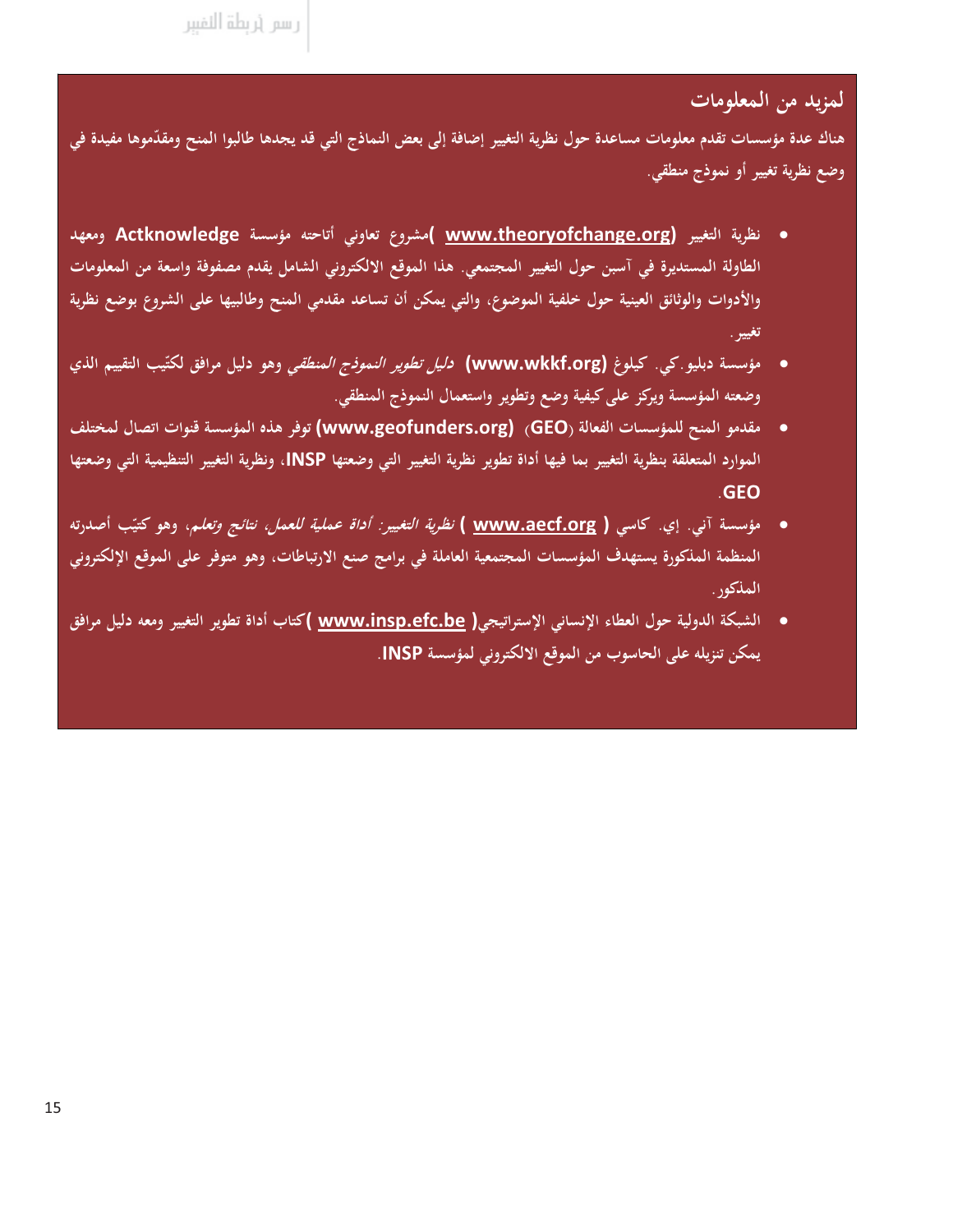## لمزيد من المعلومات

هناك عدة مؤسسات تقدم معلومات مساعدة حول نظرية التغيير إضافة إلى بعض النماذج التي قد يجدها طالبوا المنح ومقدّموها مفيدة في وضع نظرية تغيير أو نموذج منطقي.

- نظرية التغيير (**www.theoryofchange.org**) مشروع تعاوني أتاحته مؤسسة **Actknowledge** ومعهد الطاولة المستديرة في آسبن حول التغيير المجتمعي. هذا الموقع الالكتروني الشامل يقدم مصفوفة واسعة من المعلومات والأدوات والوثائق العينية حول خلفية الموضوع، والتي يمكن أن تساعد مقدمي المنح وطالبيها على الشروع بوضع نظرية تغيير.
- مؤسسة دبليو.كي. كيلوغ (**www.wkkf.org**) *دليل تطوير النموذج المنطقي* وهو دليل مرافق لكتّيب التقييم الذي وضعته المؤسسة ويركز على كيفية وضع وتطوير واستعمال النموذج المنطقي.
- مقدمو المنح للمؤسسات الفعالة (**GEO**) (**www.geofunders.org**) توفر هذه المؤسسة قنوات اتصال لمختلف الموارد المتعلقة بنظرية التغيير بما فيها أداة تطوير نظرية التغيير التي وضعتها **INSP**، ونظرية التغيير التنظيمية التي وضعتها **GEO**.
- مؤسسة آني. إي. كاسي ( **www.aecf.org** ) *نظرية التغيير: أداة عملية للعمل، نتائج وتعلم*، وهو كتيّب أصدرته المنظمة المذكورة يستهدف المؤسسات المجتمعية العاملة في برامج صنع الارتباطات، وهو متوفر على الموقع الإلكتروني المذكور.
- الشبكة الدولية حول العطاء الإنساني الإستراتيجي( **www.insp.efc.be** )كتاب أداة تطوير التغيير ومعه دليل مرافق يمكن تنزيله على الحاسوب من الموقع الالكتروني لمؤسسة **INSP**.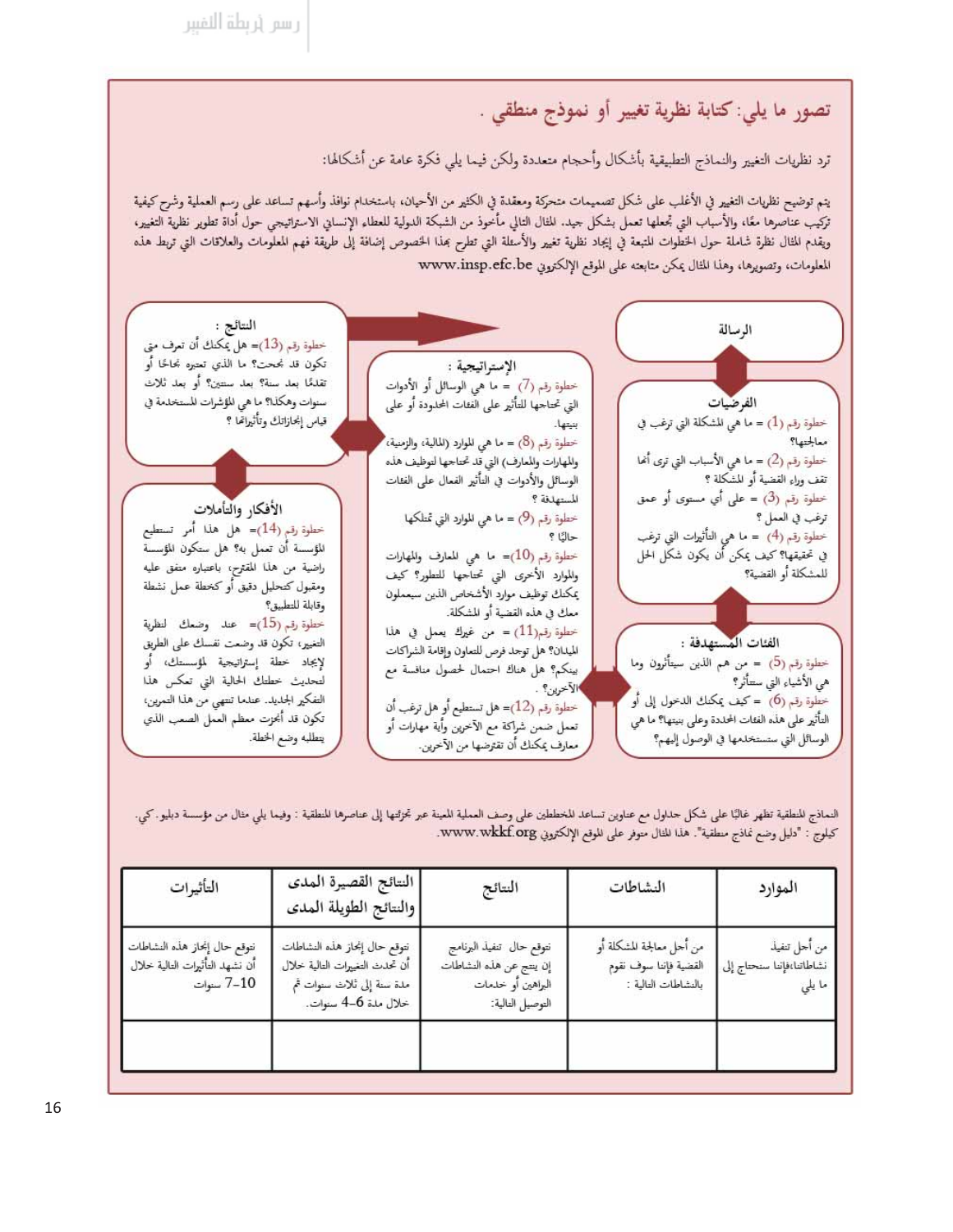## تصور ما يلي: كتابة نظرية تغيير أو نموذج منطقي .

ترد نظريات التغيير والنماذج التطبيقية بأشكال وأحجام متعددة ولكن فيما يلي فكرة عامة عن أشكالها:

يتم توضيح نظريات التغيير في الأغلب على شكل تصميمات متحركة ومعقدة في الكثير من الأحيان، باستخدام نوافذ وأسهم تساعد على رسم العملية وشرح كيفية تركيب عناصرها معًا، والأسباب التي تجعلها تعمل بشكل جيد. المثال التالي مأخوذ من الشبكة الدولية للعطاء الإنساني الاستراتيجي حول أداة تطوير نظرية التغيير، ويقدم المثال نظرة شاملة حول الخطوات المتبعة في إيجاد نظرية تغيير والأسئلة التي تطرح بهذا الخصوص إضافة إلى طريقة فهم المعلومات والعلاقات التي تربط هذه المعلومات، وتصويرها، وهذا المثال يمكن متابعته على الموقع الإلكتروني www.insp.efc.be

**الرسالة**

**الفرضيات**

خطوة رقم (1) = ما هي المشكلة التي ترغب في معالجتها؟

خطوة رقم (2) = ما هي الأسباب التي ترى أنها تقف وراء القضية أو المشكلة ؟

خطوة رقم (3) = على أي مستوى أو عمق ترغب في العمل ؟

خطوة رقم (4) = ما هي التأثيرات التي ترغب في تحقيقها؟ كيف يمكن أن يكون شكل الحل للمشكلة أو القضية؟

**الفئات المستهدفة :**

خطوة رقم (5) = من هم الذين سيتأثرون وما هي الأشياء التي ستتأثر؟

خطوة رقم (6) = كيف يمكنك الدخول إلى أو التأثير على هذه الفئات المحددة وعلى بيئتها؟ ما هي الوسائل التي ستستخدمها في الوصول إليهم؟

**الإستراتيجية :**

خطوة رقم (7) = ما هي الوسائل أو الأدوات التي تحتاجها للتأثير على الفئات المحدودة أو على بيئتها.

خطوة رقم (8) = ما هي الموارد (المالية، والزمنية، والمهارات والمعارف) التي قد تحتاجها لتوظيف هذه الوسائل والأدوات في التأثير الفعال على الفئات المستهدفة ؟

خطوة رقم (9) = ما هي الموارد التي تمتلكها حاليًا ؟

خطوة رقم (10)= ما هي المعارف والمهارات والموارد الأخرى التي تحتاجها للتطور؟ كيف يمكنك توظيف موارد الأشخاص الذين سيعملون معك في هذه القضية أو المشكلة.

خطوة رقم (11)= من غيرك يعمل في هذا الميدان؟ هل توجد فرص للتعاون وإقامة الشراكات بينكم؟ هل هناك احتمال لحصول منافسة مع الآخرين؟ .

خطوة رقم (12)= هل تستطيع أو هل ترغب أن تعمل ضمن شراكة مع الآخرين وأية مهارات أو معارف يمكنك أن تقترضها من الآخرين.

**النتائج :**

خطوة رقم (13)= هل يمكنك أن تعرف متى تكون قد نجحت؟ ما الذي تعتبره نجاحًا أو تقدمًا بعد سنة؟ بعد سنتين؟ أو بعد ثلاث سنوات وهكذا؟ ما هي المؤشرات المستخدمة في قياس إنجازاتك وتأثيراتها ؟

**الأفكار والتأملات**

خطوة رقم (14)= هل هذا أمر تستطيع المؤسسة أن تعمل به؟ هل ستكون المؤسسة راضية من هذا المقترح، باعتباره متفق عليه ومقبول كتحليل دقيق أو كخطة عمل نشطة وقابلة للتطبيق؟

خطوة رقم (15)= عند وضعك لنظرية التغيير، تكون قد وضعت نفسك على الطريق لإيجاد خطة إستراتيجية لمؤسستك، أو لتحديث خطتك الحالية التي تعكس هذا التفكير الجديد. عندما تنتهي من هذا التمرين، تكون قد أنجزت معظم العمل الصعب الذي يتطلبه وضع الخطة.

النماذج المنطقية تظهر غالبًا على شكل جداول مع عناوين تساعد المخططين على وصف العملية المعينة عبر تجزئتها إلى عناصرها المنطقية : وفيما يلي مثال من مؤسسة دبليو. كي. كيلوج : "دليل وضع نماذج منطقية". هذا المثال متوفر على الموقع الإلكتروني www.wkkf.org.

| الموارد | النشاطات | النتائج | النتائج القصيرة المدى والنتائج الطويلة المدى | التأثيرات |
|---|---|---|---|---|
| من أجل تنفيذ نشاطاتنا،فإننا سنحتاج إلى ما يلي | من أجل معالجة المشكلة أو القضية فإننا سوف نقوم بالنشاطات التالية : | نتوقع حال تنفيذ البرنامج إن ينتج عن هذه النشاطات البراهين أو خدمات التوصيل التالية: | نتوقع حال إنجاز هذه النشاطات أن تحدث التغييرات التالية خلال مدة سنة إلى ثلاث سنوات ثم خلال مدة 4–6 سنوات. | نتوقع حال إنجاز هذه النشاطات أن نشهد التأثيرات التالية خلال 7–10 سنوات |
| | | | | |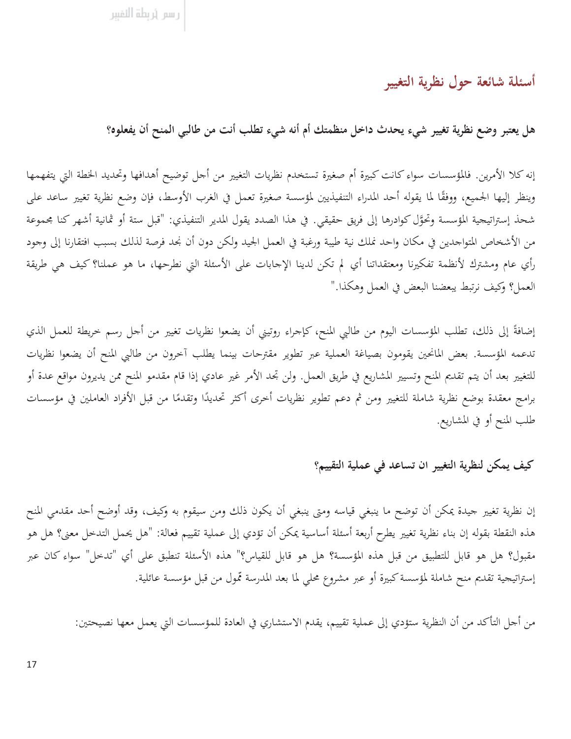## أسئلة شائعة حول نظرية التغيير

### هل يعتبر وضع نظرية تغيير شيء يحدث داخل منظمتك أم أنه شيء تطلب أنت من طالبي المنح أن يفعلوه؟

إنه كلا الأمرين. فالمؤسسات سواء كانت كبيرة أم صغيرة تستخدم نظريات التغيير من أجل توضيح أهدافها وتحديد الخطة التي يتفهمها وينظر إليها الجميع، ووفقًا لما يقوله أحد المدراء التنفيذيين لمؤسسة صغيرة تعمل في الغرب الأوسط، فإن وضع نظرية تغيير ساعد على شحذ إستراتيجية المؤسسة وتحوَّل كوادرها إلى فريق حقيقي. في هذا الصدد يقول المدير التنفيذي: "قبل ستة أو ثمانية أشهر كنا مجموعة من الأشخاص المتواجدين في مكان واحد نملك نية طيبة ورغبة في العمل الجيد ولكن دون أن نجد فرصة لذلك بسبب افتقارنا إلى وجود رأي عام ومشترك لأنظمة تفكيرنا ومعتقداتنا أي لم تكن لدينا الإجابات على الأسئلة التي نطرحها، ما هو عملنا؟ كيف هي طريقة العمل؟ وكيف نرتبط ببعضنا البعض في العمل وهكذا."

إضافةً إلى ذلك، تطلب المؤسسات اليوم من طالبي المنح، كإجراء روتيني أن يضعوا نظريات تغيير من أجل رسم خريطة للعمل الذي تدعمه المؤسسة. بعض المانحين يقومون بصياغة العملية عبر تطوير مقترحات بينما يطلب آخرون من طالبي المنح أن يضعوا نظريات للتغيير بعد أن يتم تقديم المنح وتسيير المشاريع في طريق العمل. ولن تجد الأمر غير عادي إذا قام مقدمو المنح ممن يديرون مواقع عدة أو برامج معقدة بوضع نظرية شاملة للتغيير ومن ثم دعم تطوير نظريات أخرى أكثر تحديدًا وتقدمًا من قبل الأفراد العاملين في مؤسسات طلب المنح أو في المشاريع.

### كيف يمكن لنظرية التغيير ان تساعد في عملية التقييم؟

إن نظرية تغيير جيدة يمكن أن توضح ما ينبغي قياسه ومتى ينبغي أن يكون ذلك ومن سيقوم به وكيف، وقد أوضح أحد مقدمي المنح هذه النقطة بقوله إن بناء نظرية تغيير يطرح أربعة أسئلة أساسية يمكن أن تؤدي إلى عملية تقييم فعالة: "هل يحمل التدخل معنى؟ هل هو مقبول؟ هل هو قابل للتطبيق من قبل هذه المؤسسة؟ هل هو قابل للقياس؟" هذه الأسئلة تنطبق على أي "تدخل" سواء كان عبر إستراتيجية تقديم منح شاملة لمؤسسة كبيرة أو عبر مشروع محلي لما بعد المدرسة ممول من قبل مؤسسة عائلية.

من أجل التأكد من أن النظرية ستؤدي إلى عملية تقييم، يقدم الاستشاري في العادة للمؤسسات التي يعمل معها نصيحتين: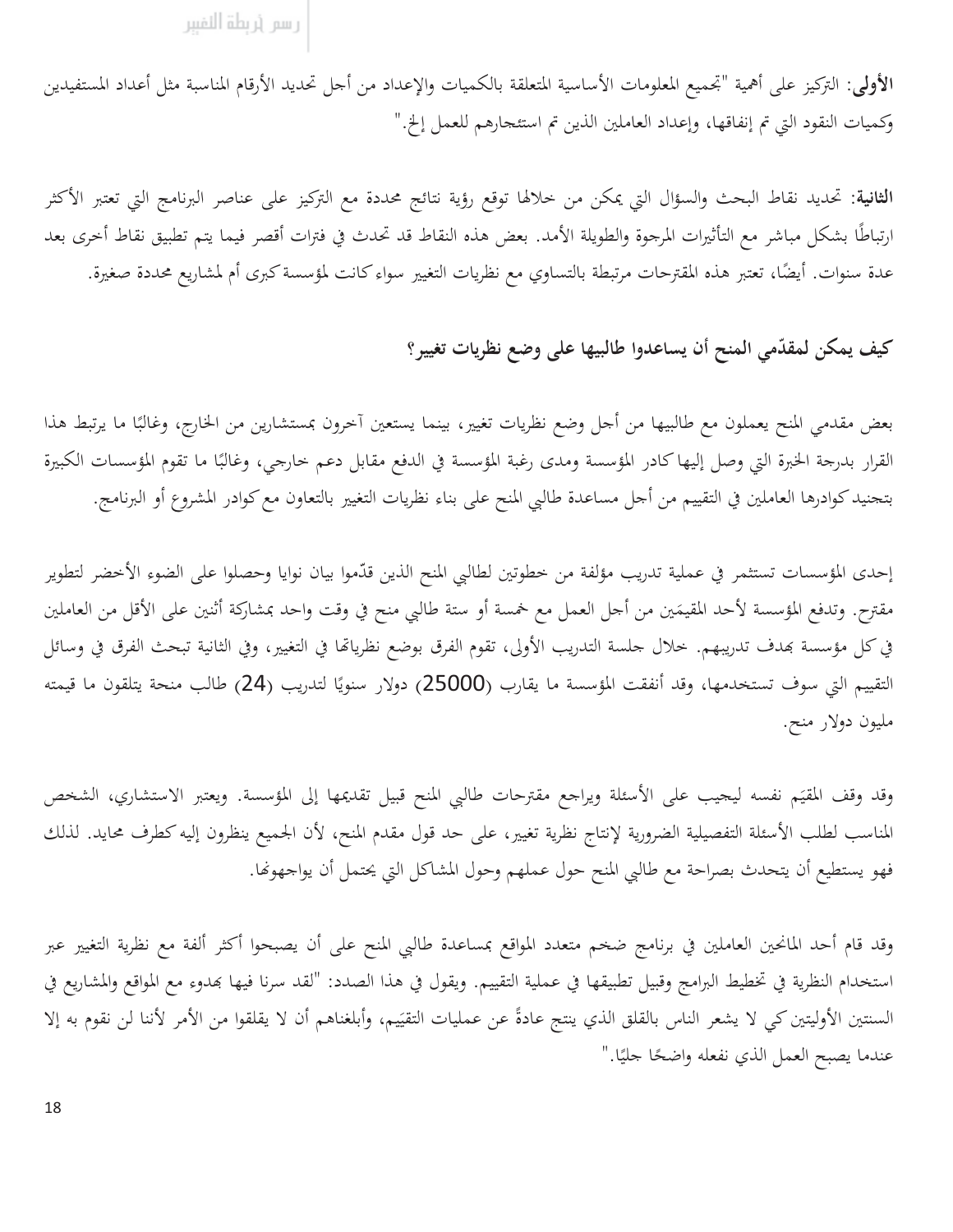**الأولى**: التركيز على أهمية "تجميع المعلومات الأساسية المتعلقة بالكميات والإعداد من أجل تحديد الأرقام المناسبة مثل أعداد المستفيدين وكميات النقود التي تم إنفاقها، وإعداد العاملين الذين تم استئجارهم للعمل إلخ."

**الثانية**: تحديد نقاط البحث والسؤال التي يمكن من خلالها توقع رؤية نتائج محددة مع التركيز على عناصر البرنامج التي تعتبر الأكثر ارتباطًا بشكل مباشر مع التأثيرات المرجوة والطويلة الأمد. بعض هذه النقاط قد تحدث في فترات أقصر فيما يتم تطبيق نقاط أخرى بعد عدة سنوات. أيضًا، تعتبر هذه المقترحات مرتبطة بالتساوي مع نظريات التغيير سواء كانت لمؤسسة كبرى أم لمشاريع محددة صغيرة.

### كيف يمكن لمقدّمي المنح أن يساعدوا طالبيها على وضع نظريات تغيير؟

بعض مقدمي المنح يعملون مع طالبيها من أجل وضع نظريات تغيير، بينما يستعين آخرون بمستشارين من الخارج، وغالبًا ما يرتبط هذا القرار بدرجة الخبرة التي وصل إليها كادر المؤسسة ومدى رغبة المؤسسة في الدفع مقابل دعم خارجي، وغالبًا ما تقوم المؤسسات الكبيرة بتجنيد كوادرها العاملين في التقييم من أجل مساعدة طالبي المنح على بناء نظريات التغيير بالتعاون مع كوادر المشروع أو البرنامج.

إحدى المؤسسات تستثمر في عملية تدريب مؤلفة من خطوتين لطالبي المنح الذين قدّموا بيان نوايا وحصلوا على الضوء الأخضر لتطوير مقترح. وتدفع المؤسسة لأحد المقيمَين من أجل العمل مع خمسة أو ستة طالبي منح في وقت واحد بمشاركة أثنين على الأقل من العاملين في كل مؤسسة بهدف تدريبهم. خلال جلسة التدريب الأولى، تقوم الفرق بوضع نظرياتها في التغيير، وفي الثانية تبحث الفرق في وسائل التقييم التي سوف تستخدمها، وقد أنفقت المؤسسة ما يقارب (25000) دولار سنويًا لتدريب (24) طالب منحة يتلقون ما قيمته مليون دولار منح.

وقد وقف المقيَم نفسه ليجيب على الأسئلة ويراجع مقترحات طالبي المنح قبيل تقديمها إلى المؤسسة. ويعتبر الاستشاري، الشخص المناسب لطلب الأسئلة التفصيلية الضرورية لإنتاج نظرية تغيير، على حد قول مقدم المنح، لأن الجميع ينظرون إليه كطرف محايد. لذلك فهو يستطيع أن يتحدث بصراحة مع طالبي المنح حول عملهم وحول المشاكل التي يحتمل أن يواجهونها.

وقد قام أحد المانحين العاملين في برنامج ضخم متعدد المواقع بمساعدة طالبي المنح على أن يصبحوا أكثر ألفة مع نظرية التغيير عبر استخدام النظرية في تخطيط البرامج وقبيل تطبيقها في عملية التقييم. ويقول في هذا الصدد: "لقد سرنا فيها بهدوء مع المواقع والمشاريع في السنتين الأوليتين كي لا يشعر الناس بالقلق الذي ينتج عادةً عن عمليات التقيّيم، وأبلغناهم أن لا يقلقوا من الأمر لأننا لن نقوم به إلا عندما يصبح العمل الذي نفعله واضحًا جليًا."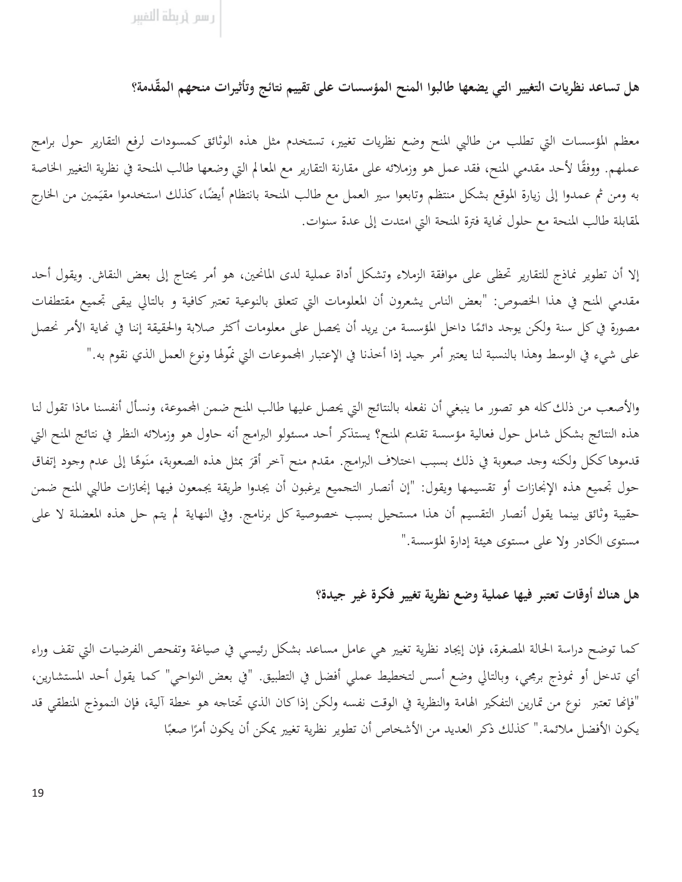### هل تساعد نظريات التغيير التي يضعها طالبوا المنح المؤسسات على تقييم نتائج وتأثيرات منحهم المقدّمة؟

معظم المؤسسات التي تطلب من طالبي المنح وضع نظريات تغيير، تستخدم مثل هذه الوثائق كمسودات لرفع التقارير حول برامج عملهم. ووفقًا لأحد مقدمي المنح، فقد عمل هو وزملائه على مقارنة التقارير مع المعالم التي وضعها طالب المنحة في نظرية التغيير الخاصة به ومن ثم عمدوا إلى زيارة الموقع بشكل منتظم وتابعوا سير العمل مع طالب المنحة بانتظام أيضًا، كذلك استخدموا مقيّمين من الخارج لمقابلة طالب المنحة مع حلول نهاية فترة المنحة التي امتدت إلى عدة سنوات.

إلا أن تطوير نماذج للتقارير تحظى على موافقة الزملاء وتشكل أداة عملية لدى المانحين، هو أمر يحتاج إلى بعض النقاش. ويقول أحد مقدمي المنح في هذا الخصوص: "بعض الناس يشعرون أن المعلومات التي تتعلق بالنوعية تعتبر كافية و بالتالي يبقى تجميع مقتطفات مصورة في كل سنة ولكن يوجد دائمًا داخل المؤسسة من يريد أن يحصل على معلومات أكثر صلابة والحقيقة إننا في نهاية الأمر نحصل على شيء في الوسط وهذا بالنسبة لنا يعتبر أمر جيد إذا أخذنا في الإعتبار المجموعات التي نموّلها ونوع العمل الذي نقوم به."

والأصعب من ذلك كله هو تصور ما ينبغي أن نفعله بالنتائج التي يحصل عليها طالب المنح ضمن المجموعة، ونسأل أنفسنا ماذا تقول لنا هذه النتائج بشكل شامل حول فعالية مؤسسة تقديم المنح؟ يستذكر أحد مسئولو البرامج أنه حاول هو وزملائه النظر في نتائج المنح التي قدموها ككل ولكنه وجد صعوبة في ذلك بسبب اختلاف البرامج. مقدم منح آخر أقرَ بمثل هذه الصعوبة، منَوهًا إلى عدم وجود إتفاق حول تجميع هذه الإنجازات أو تقسيمها ويقول: "إن أنصار التجميع يرغبون أن يجدوا طريقة يجمعون فيها إنجازات طالبي المنح ضمن حقيبة وثائق بينما يقول أنصار التقسيم أن هذا مستحيل بسبب خصوصية كل برنامج. وفي النهاية لم يتم حل هذه المعضلة لا على مستوى الكادر ولا على مستوى هيئة إدارة المؤسسة."

### هل هناك أوقات تعتبر فيها عملية وضع نظرية تغيير فكرة غير جيدة؟

كما توضح دراسة الحالة المصغرة، فإن إيجاد نظرية تغيير هي عامل مساعد بشكل رئيسي في صياغة وتفحص الفرضيات التي تقف وراء أي تدخل أو نموذج برمجي، وبالتالي وضع أسس لتخطيط عملي أفضل في التطبيق. "في بعض النواحي" كما يقول أحد المستشارين، "فإنها تعتبر نوع من تمارين التفكير الهامة والنظرية في الوقت نفسه ولكن إذا كان الذي تحتاجه هو خطة آلية، فإن النموذج المنطقي قد يكون الأفضل ملائمة." كذلك ذكر العديد من الأشخاص أن تطوير نظرية تغيير يمكن أن يكون أمرًا صعبًا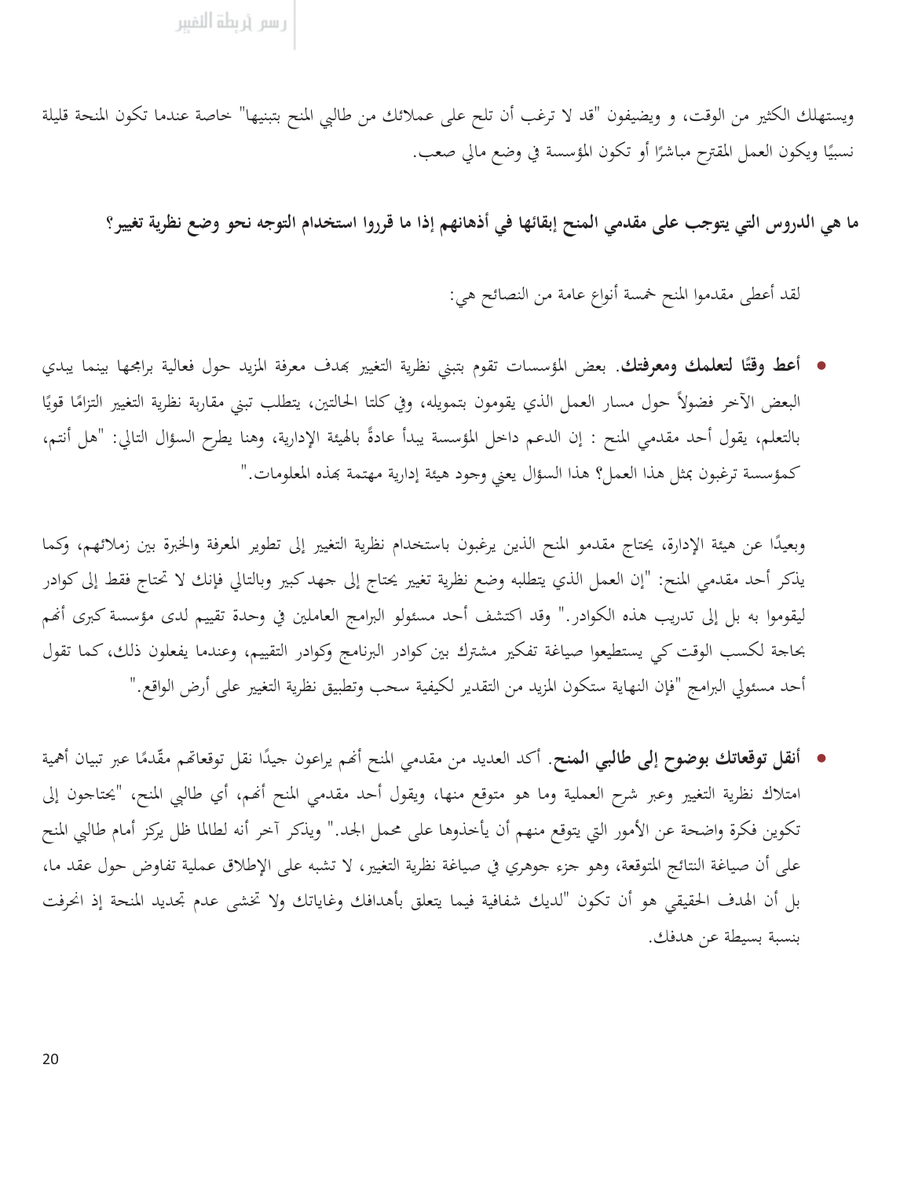ويستهلك الكثير من الوقت، و ويضيفون "قد لا ترغب أن تلح على عملائك من طالبي المنح بتبنيها" خاصة عندما تكون المنحة قليلة نسبيًا ويكون العمل المقترح مباشرًا أو تكون المؤسسة في وضع مالي صعب.

**ما هي الدروس التي يتوجب على مقدمي المنح إبقائها في أذهانهم إذا ما قرروا استخدام التوجه نحو وضع نظرية تغيير؟**

لقد أعطى مقدموا المنح خمسة أنواع عامة من النصائح هي:

- **أعط وقتًا لتعلمك ومعرفتك.** بعض المؤسسات تقوم بتبني نظرية التغيير بهدف معرفة المزيد حول فعالية برامجها بينما يبدي البعض الآخر فضولاً حول مسار العمل الذي يقومون بتمويله، وفي كلتا الحالتين، يتطلب تبني مقاربة نظرية التغيير التزامًا قويًا بالتعلم، يقول أحد مقدمي المنح : إن الدعم داخل المؤسسة يبدأ عادةً بالهيئة الإدارية، وهنا يطرح السؤال التالي: "هل أنتم، كمؤسسة ترغبون بمثل هذا العمل؟ هذا السؤال يعني وجود هيئة إدارية مهتمة بهذه المعلومات."

وبعيدًا عن هيئة الإدارة، يحتاج مقدمو المنح الذين يرغبون باستخدام نظرية التغيير إلى تطوير المعرفة والخبرة بين زملائهم، وكما يذكر أحد مقدمي المنح: "إن العمل الذي يتطلبه وضع نظرية تغيير يحتاج إلى جهد كبير وبالتالي فإنك لا تحتاج فقط إلى كوادر ليقوموا به بل إلى تدريب هذه الكوادر." وقد اكتشف أحد مسئولو البرامج العاملين في وحدة تقييم لدى مؤسسة كبرى أنهم بحاجة لكسب الوقت كي يستطيعوا صياغة تفكير مشترك بين كوادر البرنامج وكوادر التقييم، وعندما يفعلون ذلك، كما تقول أحد مسئولي البرامج "فإن النهاية ستكون المزيد من التقدير لكيفية سحب وتطبيق نظرية التغيير على أرض الواقع."

- **أنقل توقعاتك بوضوح إلى طالبي المنح.** أكد العديد من مقدمي المنح أنهم يراعون جيدًا نقل توقعاتهم مقدّمًا عبر تبيان أهمية امتلاك نظرية التغيير وعبر شرح العملية وما هو متوقع منها، ويقول أحد مقدمي المنح أنهم، أي طالبي المنح، "يحتاجون إلى تكوين فكرة واضحة عن الأمور التي يتوقع منهم أن يأخذوها على محمل الجد." ويذكر آخر أنه لطالما ظل يركز أمام طالبي المنح على أن صياغة النتائج المتوقعة، وهو جزء جوهري في صياغة نظرية التغيير، لا تشبه على الإطلاق عملية تفاوض حول عقد ما، بل أن الهدف الحقيقي هو أن تكون "لديك شفافية فيما يتعلق بأهدافك وغاياتك ولا تخشى عدم تجديد المنحة إذ انحرفت بنسبة بسيطة عن هدفك.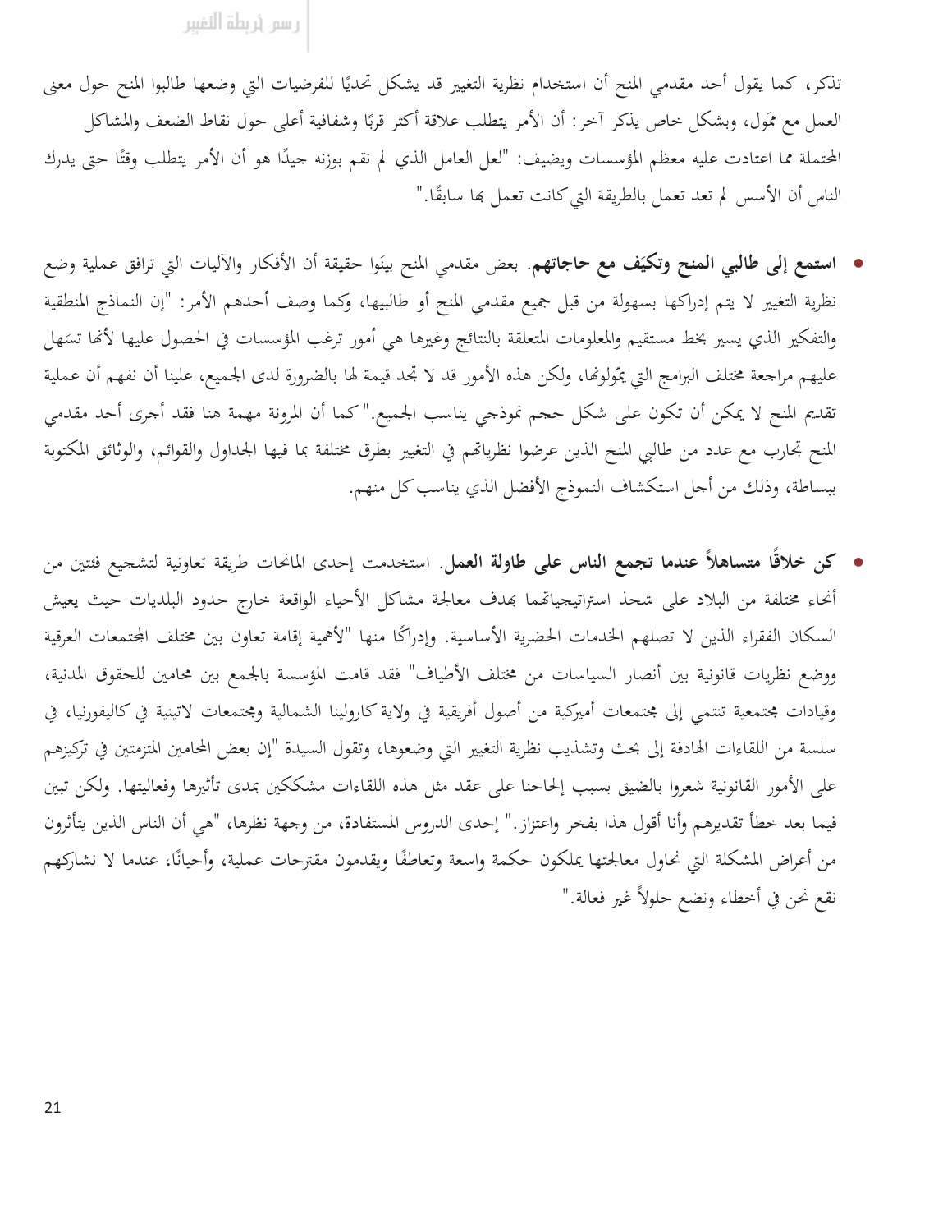تذكر، كما يقول أحد مقدمي المنح أن استخدام نظرية التغيير قد يشكل تحديًا للفرضيات التي وضعها طالبوا المنح حول معنى العمل مع ممَول، وبشكل خاص يذكر آخر: أن الأمر يتطلب علاقة أكثر قربًا وشفافية أعلى حول نقاط الضعف والمشاكل المحتملة مما اعتادت عليه معظم المؤسسات ويضيف: "لعل العامل الذي لم نقم بوزنه جيدًا هو أن الأمر يتطلب وقتًا حتى يدرك الناس أن الأسس لم تعد تعمل بالطريقة التي كانت تعمل بها سابقًا."

- **استمع إلى طالبي المنح وتكيَف مع حاجاتهم**. بعض مقدمي المنح بينَوا حقيقة أن الأفكار والآليات التي ترافق عملية وضع نظرية التغيير لا يتم إدراكها بسهولة من قبل جميع مقدمي المنح أو طالبيها، وكما وصف أحدهم الأمر: "إن النماذج المنطقية والتفكير الذي يسير بخط مستقيم والمعلومات المتعلقة بالنتائج وغيرها هي أمور ترغب المؤسسات في الحصول عليها لأنها تسَهل عليهم مراجعة مختلف البرامج التي يمّولونها، ولكن هذه الأمور قد لا تجد قيمة لها بالضرورة لدى الجميع، علينا أن نفهم أن عملية تقديم المنح لا يمكن أن تكون على شكل حجم نموذجي يناسب الجميع." كما أن المرونة مهمة هنا فقد أجرى أحد مقدمي المنح تجارب مع عدد من طالبي المنح الذين عرضوا نظرياتهم في التغيير بطرق مختلفة بما فيها الجداول والقوائم، والوثائق المكتوبة ببساطة، وذلك من أجل استكشاف النموذج الأفضل الذي يناسب كل منهم.

- **كن خلاقًا متساهلاً عندما تجمع الناس على طاولة العمل**. استخدمت إحدى المانحات طريقة تعاونية لتشجيع فئتين من أنحاء مختلفة من البلاد على شحذ استراتيجياتهما بهدف معالجة مشاكل الأحياء الواقعة خارج حدود البلديات حيث يعيش السكان الفقراء الذين لا تصلهم الخدمات الحضرية الأساسية. وإدراكًا منها "لأهمية إقامة تعاون بين مختلف المجتمعات العرقية ووضع نظريات قانونية بين أنصار السياسات من مختلف الأطياف" فقد قامت المؤسسة بالجمع بين محامين للحقوق المدنية، وقيادات مجتمعية تنتمي إلى مجتمعات أميركية من أصول أفريقية في ولاية كارولينا الشمالية ومجتمعات لاتينية في كاليفورنيا، في سلسلة من اللقاءات الهادفة إلى بحث وتشذيب نظرية التغيير التي وضعوها، وتقول السيدة "إن بعض المحامين المتزمتين في تركيزهم على الأمور القانونية شعروا بالضيق بسبب إلحاحنا على عقد مثل هذه اللقاءات مشككين بمدى تأثيرها وفعاليتها. ولكن تبين فيما بعد خطأ تقديرهم وأنا أقول هذا بفخر واعتزاز." إحدى الدروس المستفادة، من وجهة نظرها، "هي أن الناس الذين يتأثرون من أعراض المشكلة التي نحاول معالجتها يملكون حكمة واسعة وتعاطفًا ويقدمون مقترحات عملية، وأحيانًا، عندما لا نشاركهم نقع نحن في أخطاء ونضع حلولاً غير فعالة."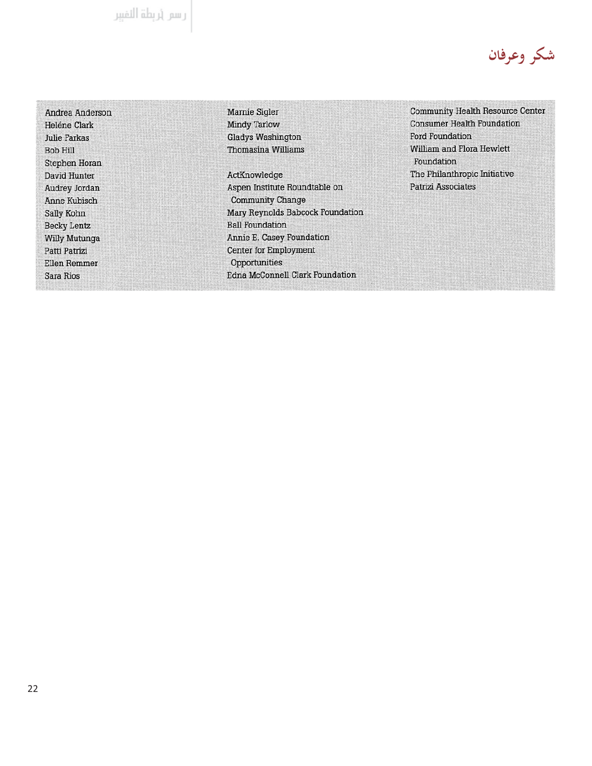# شكر وعرفان

Andrea Anderson
Heléne Clark
Julie Parkas
Bob Hill
Stephen Horan
David Hunter
Audrey Jordan
Anne Kubisch
Sally Kohn
Becky Lentz
Willy Mutunga
Patti Patrizi
Ellen Remmer
Sara Rios
Marnie Sigler
Mindy Tarlow
Gladys Washington
Thomasina Williams

ActKnowledge
Aspen Institute Roundtable on Community Change
Mary Reynolds Babcock Foundation
Ball Foundation
Annie E. Casey Foundation
Center for Employment Opportunities
Edna McConnell Clark Foundation
Community Health Resource Center
Consumer Health Foundation
Ford Foundation
William and Flora Hewlett Foundation
The Philanthropic Initiative
Patrizi Associates